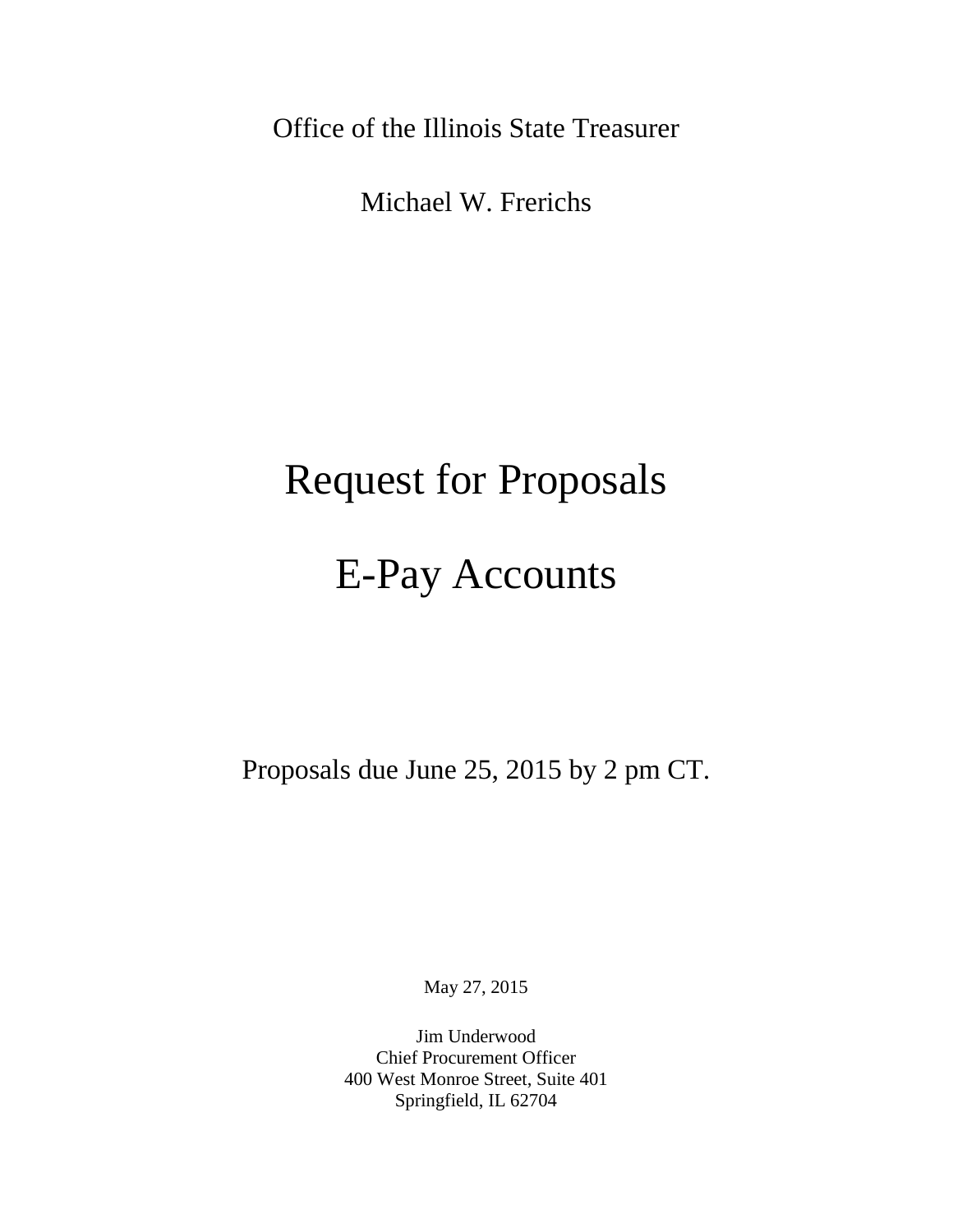Office of the Illinois State Treasurer

Michael W. Frerichs

# Request for Proposals

# E-Pay Accounts

Proposals due June 25, 2015 by 2 pm CT.

May 27, 2015

Jim Underwood
Chief Procurement Officer
400 West Monroe Street, Suite 401
Springfield, IL 62704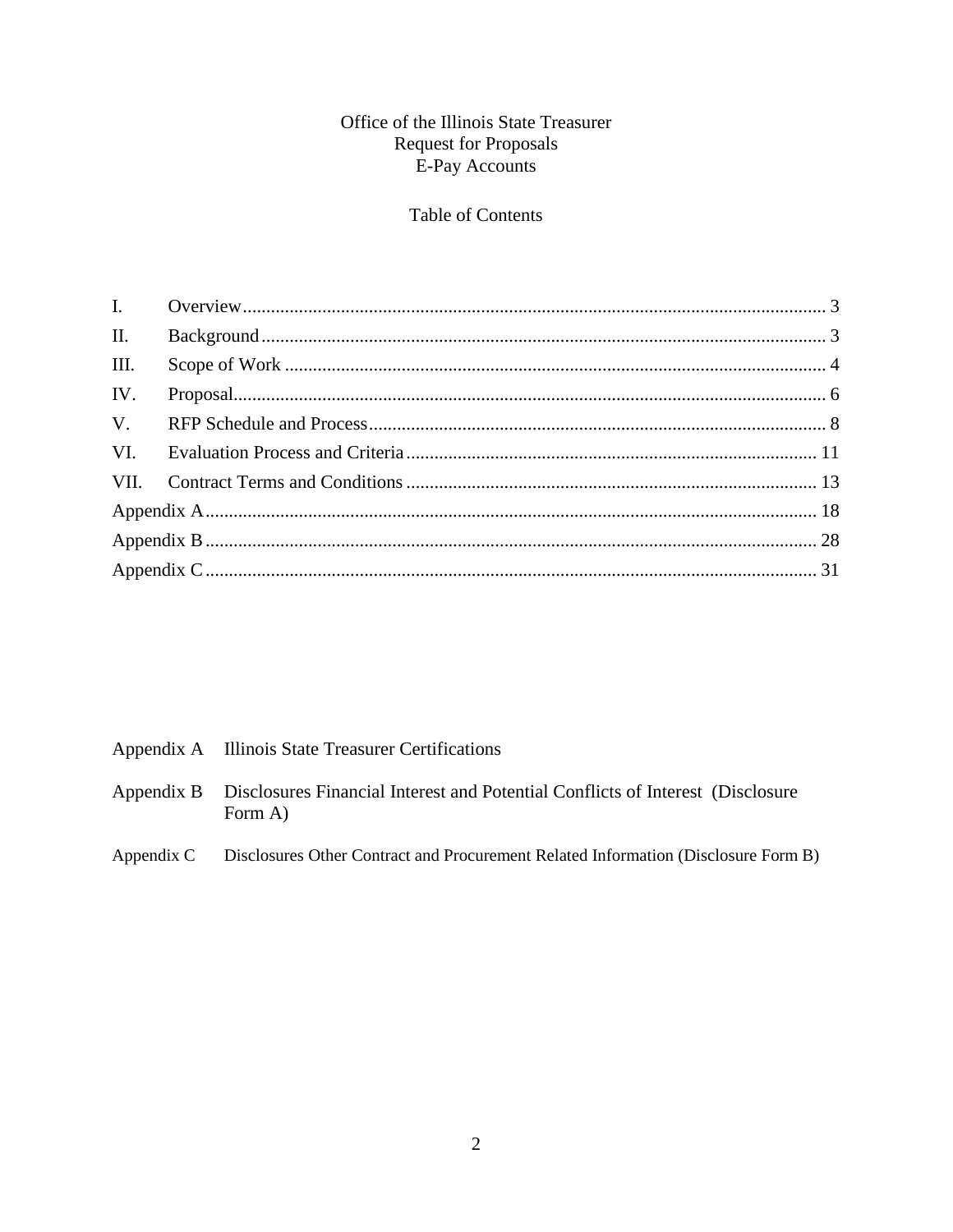# Office of the Illinois State Treasurer
# Request for Proposals
# E-Pay Accounts

## Table of Contents

| | | |
|---|---|---|
| I. | Overview | 3 |
| II. | Background | 3 |
| III. | Scope of Work | 4 |
| IV. | Proposal | 6 |
| V. | RFP Schedule and Process | 8 |
| VI. | Evaluation Process and Criteria | 11 |
| VII. | Contract Terms and Conditions | 13 |
| Appendix A | | 18 |
| Appendix B | | 28 |
| Appendix C | | 31 |

Appendix A Illinois State Treasurer Certifications

Appendix B Disclosures Financial Interest and Potential Conflicts of Interest (Disclosure Form A)

Appendix C Disclosures Other Contract and Procurement Related Information (Disclosure Form B)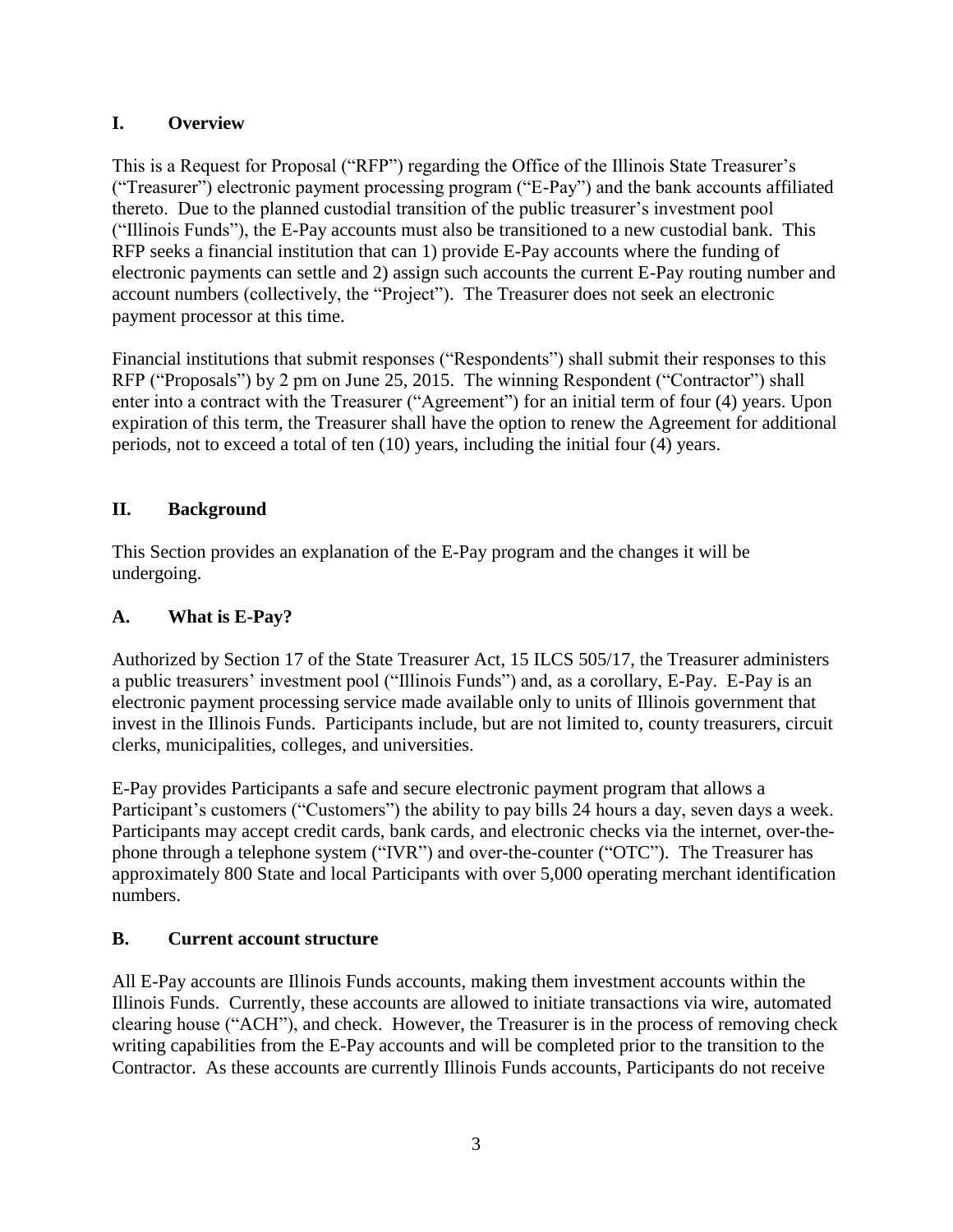## I. Overview

This is a Request for Proposal ("RFP") regarding the Office of the Illinois State Treasurer's ("Treasurer") electronic payment processing program ("E-Pay") and the bank accounts affiliated thereto. Due to the planned custodial transition of the public treasurer's investment pool ("Illinois Funds"), the E-Pay accounts must also be transitioned to a new custodial bank. This RFP seeks a financial institution that can 1) provide E-Pay accounts where the funding of electronic payments can settle and 2) assign such accounts the current E-Pay routing number and account numbers (collectively, the "Project"). The Treasurer does not seek an electronic payment processor at this time.

Financial institutions that submit responses ("Respondents") shall submit their responses to this RFP ("Proposals") by 2 pm on June 25, 2015. The winning Respondent ("Contractor") shall enter into a contract with the Treasurer ("Agreement") for an initial term of four (4) years. Upon expiration of this term, the Treasurer shall have the option to renew the Agreement for additional periods, not to exceed a total of ten (10) years, including the initial four (4) years.

## II. Background

This Section provides an explanation of the E-Pay program and the changes it will be undergoing.

### A. What is E-Pay?

Authorized by Section 17 of the State Treasurer Act, 15 ILCS 505/17, the Treasurer administers a public treasurers' investment pool ("Illinois Funds") and, as a corollary, E-Pay. E-Pay is an electronic payment processing service made available only to units of Illinois government that invest in the Illinois Funds. Participants include, but are not limited to, county treasurers, circuit clerks, municipalities, colleges, and universities.

E-Pay provides Participants a safe and secure electronic payment program that allows a Participant's customers ("Customers") the ability to pay bills 24 hours a day, seven days a week. Participants may accept credit cards, bank cards, and electronic checks via the internet, over-the-phone through a telephone system ("IVR") and over-the-counter ("OTC"). The Treasurer has approximately 800 State and local Participants with over 5,000 operating merchant identification numbers.

### B. Current account structure

All E-Pay accounts are Illinois Funds accounts, making them investment accounts within the Illinois Funds. Currently, these accounts are allowed to initiate transactions via wire, automated clearing house ("ACH"), and check. However, the Treasurer is in the process of removing check writing capabilities from the E-Pay accounts and will be completed prior to the transition to the Contractor. As these accounts are currently Illinois Funds accounts, Participants do not receive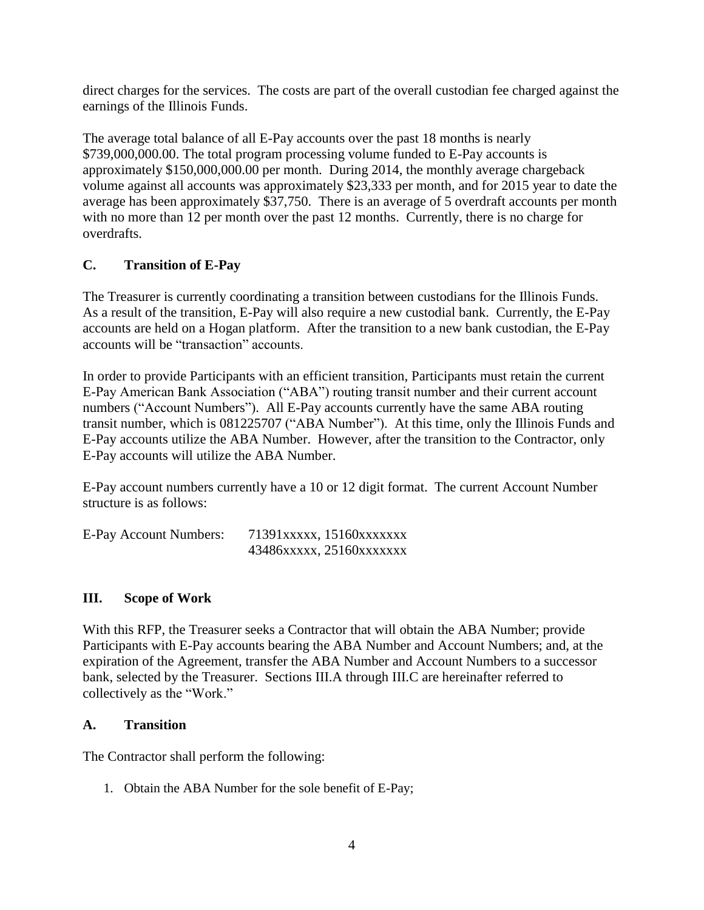direct charges for the services. The costs are part of the overall custodian fee charged against the earnings of the Illinois Funds.

The average total balance of all E-Pay accounts over the past 18 months is nearly $739,000,000.00. The total program processing volume funded to E-Pay accounts is approximately $150,000,000.00 per month. During 2014, the monthly average chargeback volume against all accounts was approximately $23,333 per month, and for 2015 year to date the average has been approximately $37,750. There is an average of 5 overdraft accounts per month with no more than 12 per month over the past 12 months. Currently, there is no charge for overdrafts.

### C. Transition of E-Pay

The Treasurer is currently coordinating a transition between custodians for the Illinois Funds. As a result of the transition, E-Pay will also require a new custodial bank. Currently, the E-Pay accounts are held on a Hogan platform. After the transition to a new bank custodian, the E-Pay accounts will be "transaction" accounts.

In order to provide Participants with an efficient transition, Participants must retain the current E-Pay American Bank Association ("ABA") routing transit number and their current account numbers ("Account Numbers"). All E-Pay accounts currently have the same ABA routing transit number, which is 081225707 ("ABA Number"). At this time, only the Illinois Funds and E-Pay accounts utilize the ABA Number. However, after the transition to the Contractor, only E-Pay accounts will utilize the ABA Number.

E-Pay account numbers currently have a 10 or 12 digit format. The current Account Number structure is as follows:

E-Pay Account Numbers: 71391xxxxx, 15160xxxxxxx
43486xxxxx, 25160xxxxxxx

## III. Scope of Work

With this RFP, the Treasurer seeks a Contractor that will obtain the ABA Number; provide Participants with E-Pay accounts bearing the ABA Number and Account Numbers; and, at the expiration of the Agreement, transfer the ABA Number and Account Numbers to a successor bank, selected by the Treasurer. Sections III.A through III.C are hereinafter referred to collectively as the "Work."

### A. Transition

The Contractor shall perform the following:

1. Obtain the ABA Number for the sole benefit of E-Pay;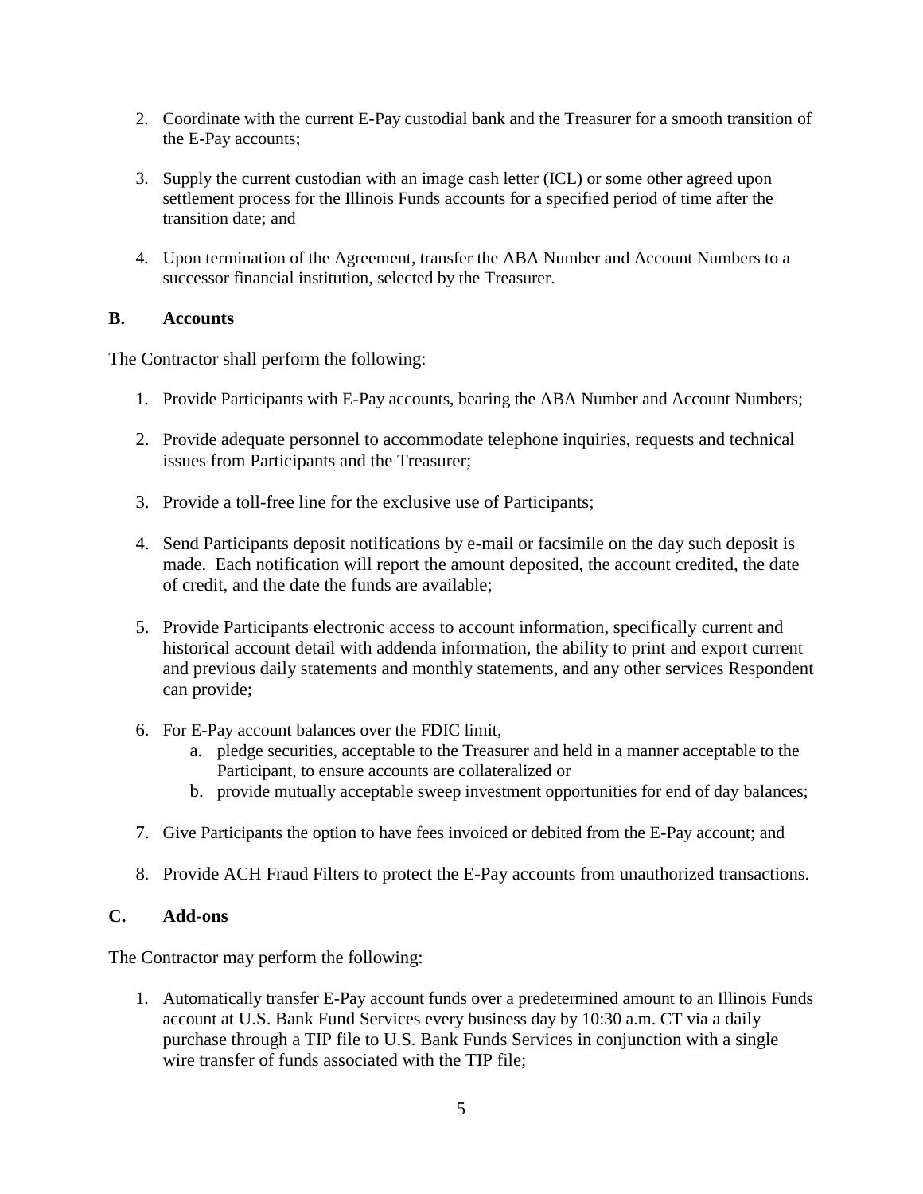2. Coordinate with the current E-Pay custodial bank and the Treasurer for a smooth transition of the E-Pay accounts;

3. Supply the current custodian with an image cash letter (ICL) or some other agreed upon settlement process for the Illinois Funds accounts for a specified period of time after the transition date; and

4. Upon termination of the Agreement, transfer the ABA Number and Account Numbers to a successor financial institution, selected by the Treasurer.

**B. Accounts**

The Contractor shall perform the following:

1. Provide Participants with E-Pay accounts, bearing the ABA Number and Account Numbers;

2. Provide adequate personnel to accommodate telephone inquiries, requests and technical issues from Participants and the Treasurer;

3. Provide a toll-free line for the exclusive use of Participants;

4. Send Participants deposit notifications by e-mail or facsimile on the day such deposit is made. Each notification will report the amount deposited, the account credited, the date of credit, and the date the funds are available;

5. Provide Participants electronic access to account information, specifically current and historical account detail with addenda information, the ability to print and export current and previous daily statements and monthly statements, and any other services Respondent can provide;

6. For E-Pay account balances over the FDIC limit,
   a. pledge securities, acceptable to the Treasurer and held in a manner acceptable to the Participant, to ensure accounts are collateralized or
   b. provide mutually acceptable sweep investment opportunities for end of day balances;

7. Give Participants the option to have fees invoiced or debited from the E-Pay account; and

8. Provide ACH Fraud Filters to protect the E-Pay accounts from unauthorized transactions.

**C. Add-ons**

The Contractor may perform the following:

1. Automatically transfer E-Pay account funds over a predetermined amount to an Illinois Funds account at U.S. Bank Fund Services every business day by 10:30 a.m. CT via a daily purchase through a TIP file to U.S. Bank Funds Services in conjunction with a single wire transfer of funds associated with the TIP file;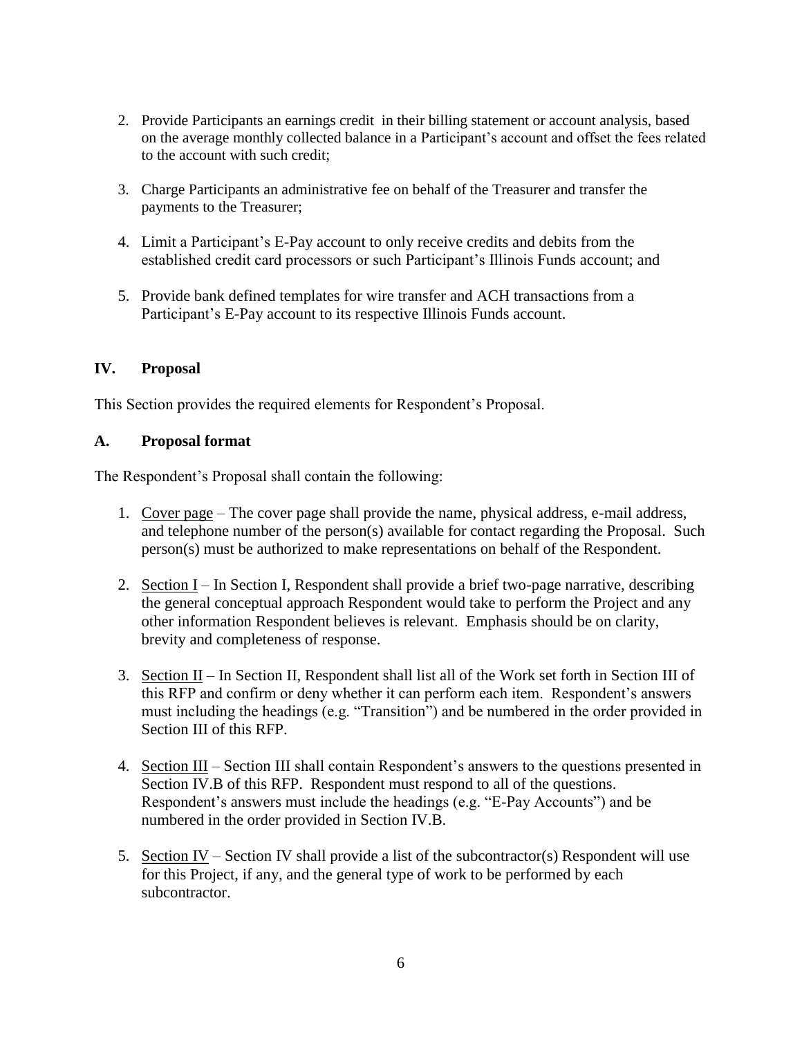2. Provide Participants an earnings credit in their billing statement or account analysis, based on the average monthly collected balance in a Participant's account and offset the fees related to the account with such credit;

3. Charge Participants an administrative fee on behalf of the Treasurer and transfer the payments to the Treasurer;

4. Limit a Participant's E-Pay account to only receive credits and debits from the established credit card processors or such Participant's Illinois Funds account; and

5. Provide bank defined templates for wire transfer and ACH transactions from a Participant's E-Pay account to its respective Illinois Funds account.

## IV. Proposal

This Section provides the required elements for Respondent's Proposal.

### A. Proposal format

The Respondent's Proposal shall contain the following:

1. Cover page – The cover page shall provide the name, physical address, e-mail address, and telephone number of the person(s) available for contact regarding the Proposal. Such person(s) must be authorized to make representations on behalf of the Respondent.

2. Section I – In Section I, Respondent shall provide a brief two-page narrative, describing the general conceptual approach Respondent would take to perform the Project and any other information Respondent believes is relevant. Emphasis should be on clarity, brevity and completeness of response.

3. Section II – In Section II, Respondent shall list all of the Work set forth in Section III of this RFP and confirm or deny whether it can perform each item. Respondent's answers must including the headings (e.g. "Transition") and be numbered in the order provided in Section III of this RFP.

4. Section III – Section III shall contain Respondent's answers to the questions presented in Section IV.B of this RFP. Respondent must respond to all of the questions. Respondent's answers must include the headings (e.g. "E-Pay Accounts") and be numbered in the order provided in Section IV.B.

5. Section IV – Section IV shall provide a list of the subcontractor(s) Respondent will use for this Project, if any, and the general type of work to be performed by each subcontractor.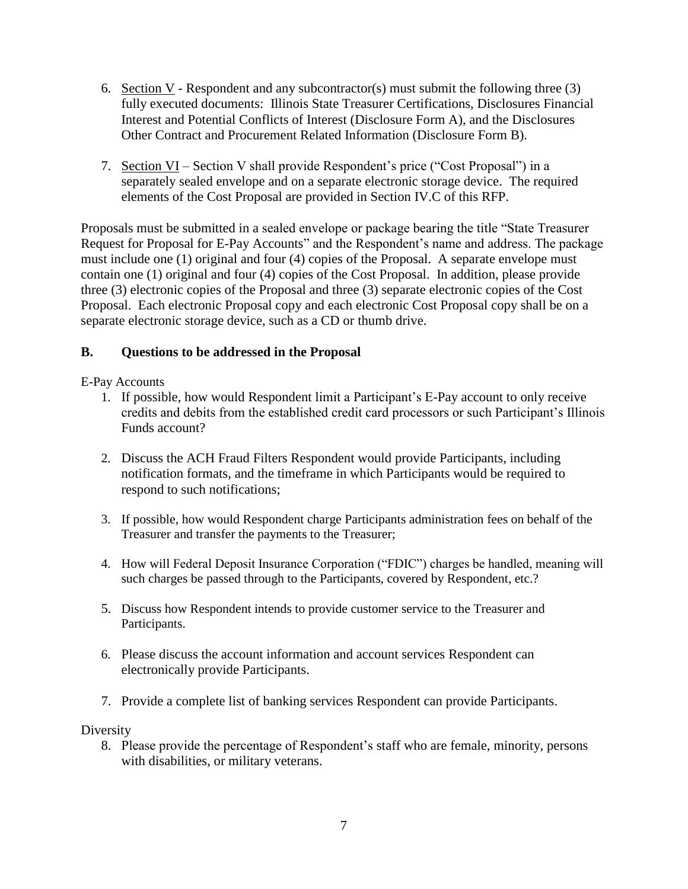6. Section V - Respondent and any subcontractor(s) must submit the following three (3) fully executed documents: Illinois State Treasurer Certifications, Disclosures Financial Interest and Potential Conflicts of Interest (Disclosure Form A), and the Disclosures Other Contract and Procurement Related Information (Disclosure Form B).

7. Section VI – Section V shall provide Respondent's price ("Cost Proposal") in a separately sealed envelope and on a separate electronic storage device. The required elements of the Cost Proposal are provided in Section IV.C of this RFP.

Proposals must be submitted in a sealed envelope or package bearing the title "State Treasurer Request for Proposal for E-Pay Accounts" and the Respondent's name and address. The package must include one (1) original and four (4) copies of the Proposal. A separate envelope must contain one (1) original and four (4) copies of the Cost Proposal. In addition, please provide three (3) electronic copies of the Proposal and three (3) separate electronic copies of the Cost Proposal. Each electronic Proposal copy and each electronic Cost Proposal copy shall be on a separate electronic storage device, such as a CD or thumb drive.

### B. Questions to be addressed in the Proposal

E-Pay Accounts

1. If possible, how would Respondent limit a Participant's E-Pay account to only receive credits and debits from the established credit card processors or such Participant's Illinois Funds account?

2. Discuss the ACH Fraud Filters Respondent would provide Participants, including notification formats, and the timeframe in which Participants would be required to respond to such notifications;

3. If possible, how would Respondent charge Participants administration fees on behalf of the Treasurer and transfer the payments to the Treasurer;

4. How will Federal Deposit Insurance Corporation ("FDIC") charges be handled, meaning will such charges be passed through to the Participants, covered by Respondent, etc.?

5. Discuss how Respondent intends to provide customer service to the Treasurer and Participants.

6. Please discuss the account information and account services Respondent can electronically provide Participants.

7. Provide a complete list of banking services Respondent can provide Participants.

Diversity

8. Please provide the percentage of Respondent's staff who are female, minority, persons with disabilities, or military veterans.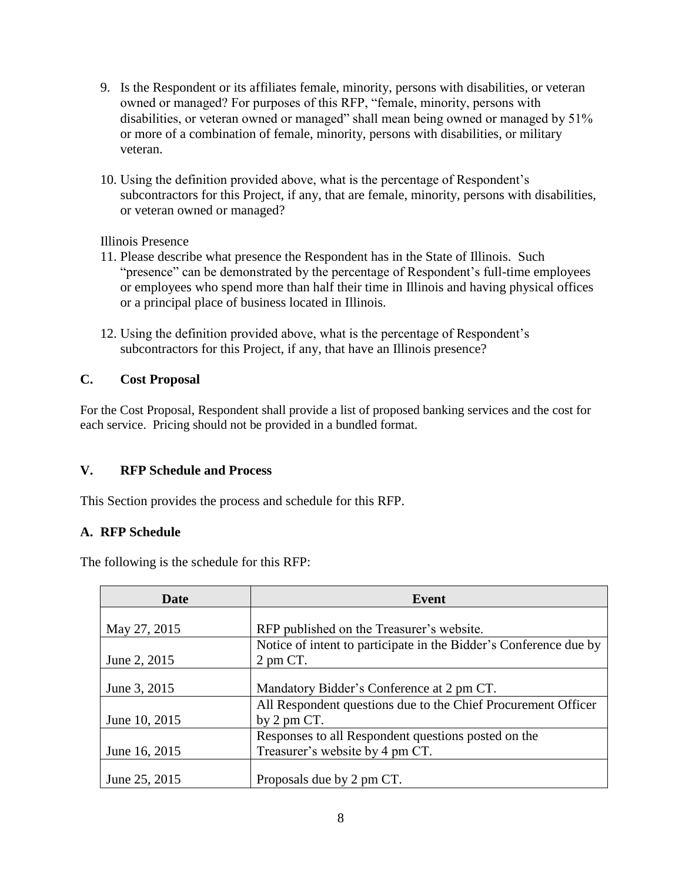9. Is the Respondent or its affiliates female, minority, persons with disabilities, or veteran owned or managed? For purposes of this RFP, "female, minority, persons with disabilities, or veteran owned or managed" shall mean being owned or managed by 51% or more of a combination of female, minority, persons with disabilities, or military veteran.

10. Using the definition provided above, what is the percentage of Respondent's subcontractors for this Project, if any, that are female, minority, persons with disabilities, or veteran owned or managed?

Illinois Presence

11. Please describe what presence the Respondent has in the State of Illinois. Such "presence" can be demonstrated by the percentage of Respondent's full-time employees or employees who spend more than half their time in Illinois and having physical offices or a principal place of business located in Illinois.

12. Using the definition provided above, what is the percentage of Respondent's subcontractors for this Project, if any, that have an Illinois presence?

### C. Cost Proposal

For the Cost Proposal, Respondent shall provide a list of proposed banking services and the cost for each service. Pricing should not be provided in a bundled format.

## V. RFP Schedule and Process

This Section provides the process and schedule for this RFP.

### A. RFP Schedule

The following is the schedule for this RFP:

| Date | Event |
|---|---|
| May 27, 2015 | RFP published on the Treasurer's website. |
| June 2, 2015 | Notice of intent to participate in the Bidder's Conference due by 2 pm CT. |
| June 3, 2015 | Mandatory Bidder's Conference at 2 pm CT. |
| June 10, 2015 | All Respondent questions due to the Chief Procurement Officer by 2 pm CT. |
| June 16, 2015 | Responses to all Respondent questions posted on the Treasurer's website by 4 pm CT. |
| June 25, 2015 | Proposals due by 2 pm CT. |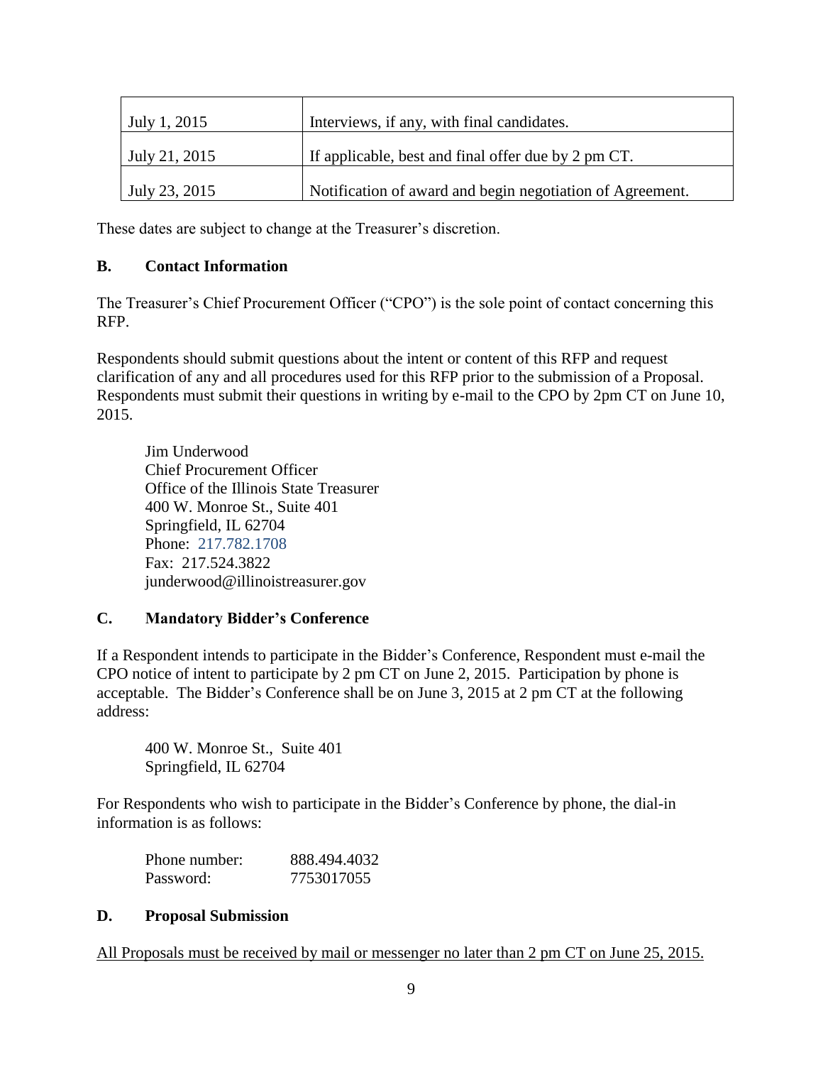| | |
|---|---|
| July 1, 2015 | Interviews, if any, with final candidates. |
| July 21, 2015 | If applicable, best and final offer due by 2 pm CT. |
| July 23, 2015 | Notification of award and begin negotiation of Agreement. |

These dates are subject to change at the Treasurer's discretion.

### B. Contact Information

The Treasurer's Chief Procurement Officer ("CPO") is the sole point of contact concerning this RFP.

Respondents should submit questions about the intent or content of this RFP and request clarification of any and all procedures used for this RFP prior to the submission of a Proposal. Respondents must submit their questions in writing by e-mail to the CPO by 2pm CT on June 10, 2015.

Jim Underwood
Chief Procurement Officer
Office of the Illinois State Treasurer
400 W. Monroe St., Suite 401
Springfield, IL 62704
Phone: 217.782.1708
Fax: 217.524.3822
junderwood@illinoistreasurer.gov

### C. Mandatory Bidder's Conference

If a Respondent intends to participate in the Bidder's Conference, Respondent must e-mail the CPO notice of intent to participate by 2 pm CT on June 2, 2015. Participation by phone is acceptable. The Bidder's Conference shall be on June 3, 2015 at 2 pm CT at the following address:

400 W. Monroe St., Suite 401
Springfield, IL 62704

For Respondents who wish to participate in the Bidder's Conference by phone, the dial-in information is as follows:

Phone number: 888.494.4032
Password: 7753017055

### D. Proposal Submission

<u>All Proposals must be received by mail or messenger no later than 2 pm CT on June 25, 2015.</u>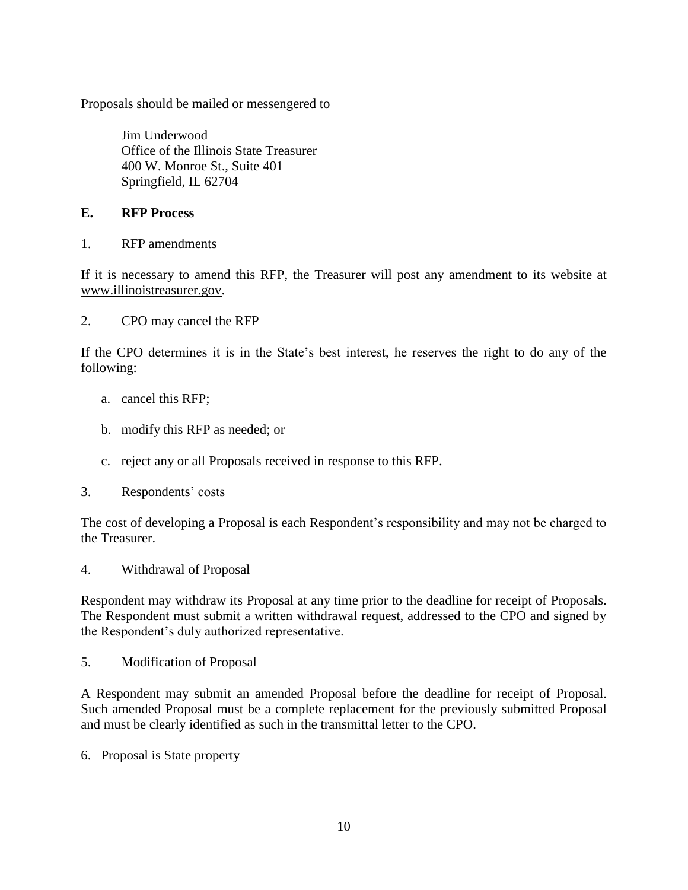Proposals should be mailed or messengered to

Jim Underwood
Office of the Illinois State Treasurer
400 W. Monroe St., Suite 401
Springfield, IL 62704

## E. RFP Process

1. RFP amendments

If it is necessary to amend this RFP, the Treasurer will post any amendment to its website at www.illinoistreasurer.gov.

2. CPO may cancel the RFP

If the CPO determines it is in the State's best interest, he reserves the right to do any of the following:

a. cancel this RFP;

b. modify this RFP as needed; or

c. reject any or all Proposals received in response to this RFP.

3. Respondents' costs

The cost of developing a Proposal is each Respondent's responsibility and may not be charged to the Treasurer.

4. Withdrawal of Proposal

Respondent may withdraw its Proposal at any time prior to the deadline for receipt of Proposals. The Respondent must submit a written withdrawal request, addressed to the CPO and signed by the Respondent's duly authorized representative.

5. Modification of Proposal

A Respondent may submit an amended Proposal before the deadline for receipt of Proposal. Such amended Proposal must be a complete replacement for the previously submitted Proposal and must be clearly identified as such in the transmittal letter to the CPO.

6. Proposal is State property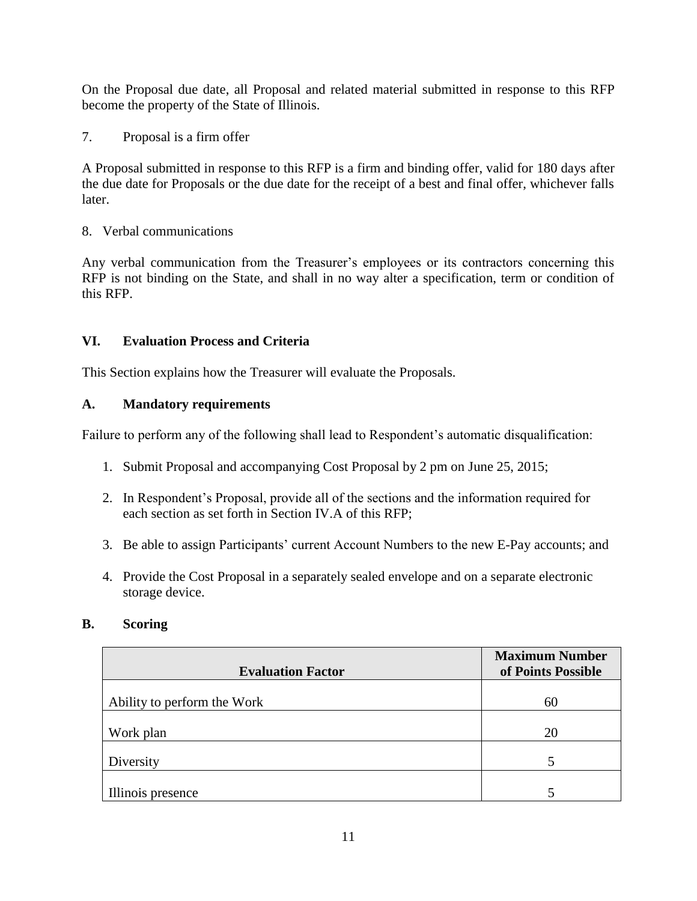On the Proposal due date, all Proposal and related material submitted in response to this RFP become the property of the State of Illinois.

7. Proposal is a firm offer

A Proposal submitted in response to this RFP is a firm and binding offer, valid for 180 days after the due date for Proposals or the due date for the receipt of a best and final offer, whichever falls later.

8. Verbal communications

Any verbal communication from the Treasurer's employees or its contractors concerning this RFP is not binding on the State, and shall in no way alter a specification, term or condition of this RFP.

## VI. Evaluation Process and Criteria

This Section explains how the Treasurer will evaluate the Proposals.

### A. Mandatory requirements

Failure to perform any of the following shall lead to Respondent's automatic disqualification:

1. Submit Proposal and accompanying Cost Proposal by 2 pm on June 25, 2015;
2. In Respondent's Proposal, provide all of the sections and the information required for each section as set forth in Section IV.A of this RFP;
3. Be able to assign Participants' current Account Numbers to the new E-Pay accounts; and
4. Provide the Cost Proposal in a separately sealed envelope and on a separate electronic storage device.

### B. Scoring

| Evaluation Factor | Maximum Number of Points Possible |
|---|---|
| Ability to perform the Work | 60 |
| Work plan | 20 |
| Diversity | 5 |
| Illinois presence | 5 |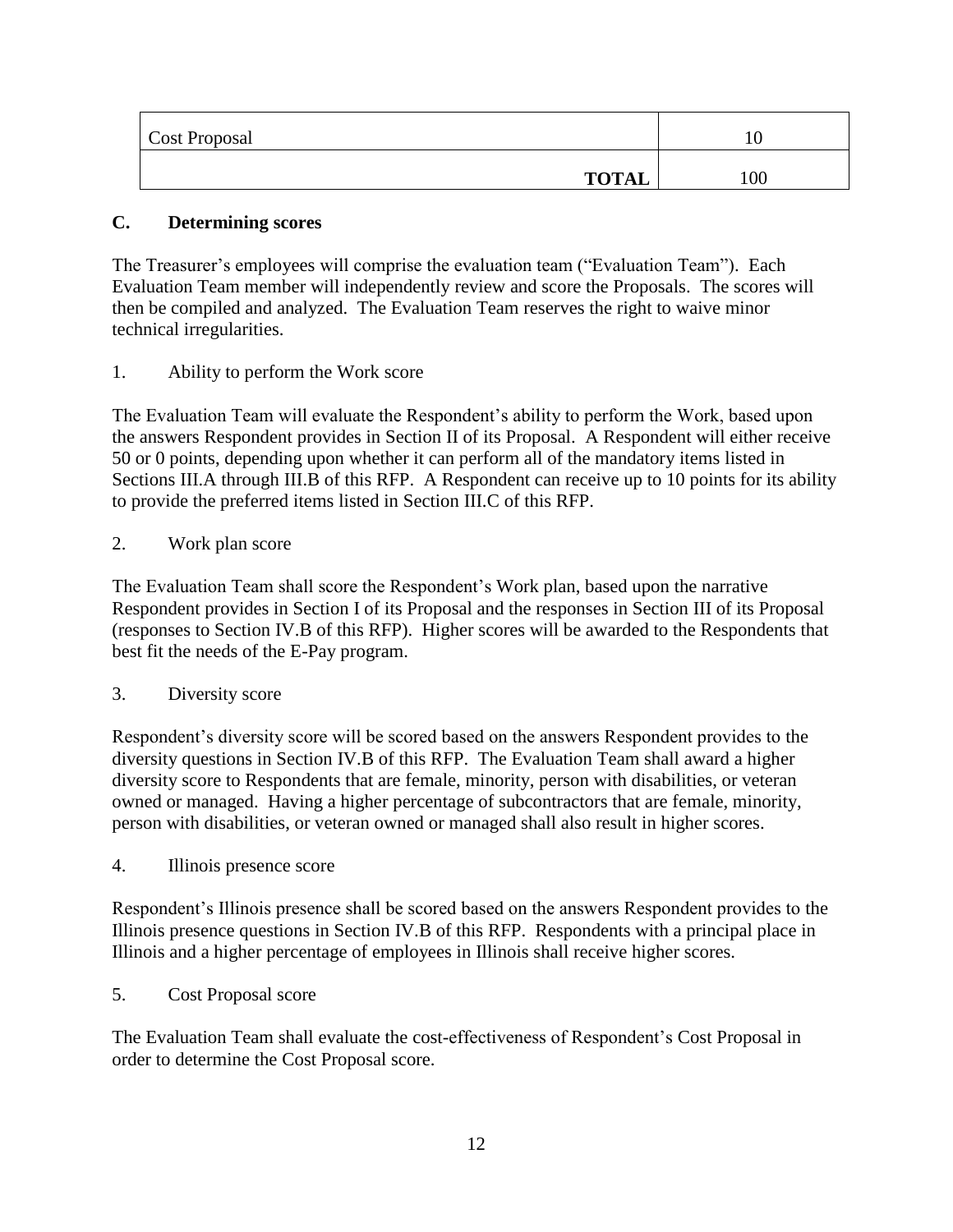| | |
|---|---|
| Cost Proposal | 10 |
| **TOTAL** | 100 |

### C. Determining scores

The Treasurer's employees will comprise the evaluation team ("Evaluation Team"). Each Evaluation Team member will independently review and score the Proposals. The scores will then be compiled and analyzed. The Evaluation Team reserves the right to waive minor technical irregularities.

1. Ability to perform the Work score

The Evaluation Team will evaluate the Respondent's ability to perform the Work, based upon the answers Respondent provides in Section II of its Proposal. A Respondent will either receive 50 or 0 points, depending upon whether it can perform all of the mandatory items listed in Sections III.A through III.B of this RFP. A Respondent can receive up to 10 points for its ability to provide the preferred items listed in Section III.C of this RFP.

2. Work plan score

The Evaluation Team shall score the Respondent's Work plan, based upon the narrative Respondent provides in Section I of its Proposal and the responses in Section III of its Proposal (responses to Section IV.B of this RFP). Higher scores will be awarded to the Respondents that best fit the needs of the E-Pay program.

3. Diversity score

Respondent's diversity score will be scored based on the answers Respondent provides to the diversity questions in Section IV.B of this RFP. The Evaluation Team shall award a higher diversity score to Respondents that are female, minority, person with disabilities, or veteran owned or managed. Having a higher percentage of subcontractors that are female, minority, person with disabilities, or veteran owned or managed shall also result in higher scores.

4. Illinois presence score

Respondent's Illinois presence shall be scored based on the answers Respondent provides to the Illinois presence questions in Section IV.B of this RFP. Respondents with a principal place in Illinois and a higher percentage of employees in Illinois shall receive higher scores.

5. Cost Proposal score

The Evaluation Team shall evaluate the cost-effectiveness of Respondent's Cost Proposal in order to determine the Cost Proposal score.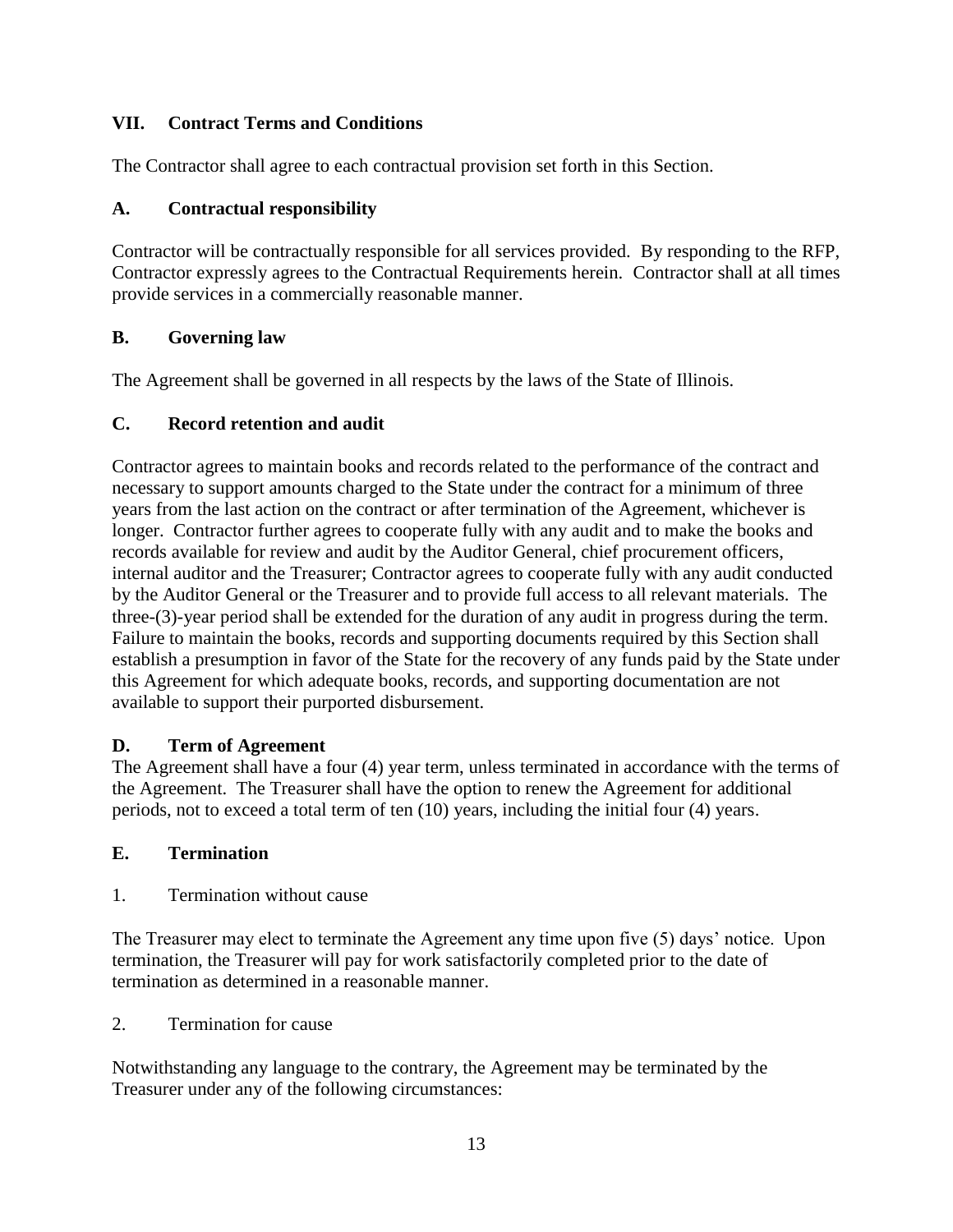## VII. Contract Terms and Conditions

The Contractor shall agree to each contractual provision set forth in this Section.

### A. Contractual responsibility

Contractor will be contractually responsible for all services provided. By responding to the RFP, Contractor expressly agrees to the Contractual Requirements herein. Contractor shall at all times provide services in a commercially reasonable manner.

### B. Governing law

The Agreement shall be governed in all respects by the laws of the State of Illinois.

### C. Record retention and audit

Contractor agrees to maintain books and records related to the performance of the contract and necessary to support amounts charged to the State under the contract for a minimum of three years from the last action on the contract or after termination of the Agreement, whichever is longer. Contractor further agrees to cooperate fully with any audit and to make the books and records available for review and audit by the Auditor General, chief procurement officers, internal auditor and the Treasurer; Contractor agrees to cooperate fully with any audit conducted by the Auditor General or the Treasurer and to provide full access to all relevant materials. The three-(3)-year period shall be extended for the duration of any audit in progress during the term. Failure to maintain the books, records and supporting documents required by this Section shall establish a presumption in favor of the State for the recovery of any funds paid by the State under this Agreement for which adequate books, records, and supporting documentation are not available to support their purported disbursement.

### D. Term of Agreement

The Agreement shall have a four (4) year term, unless terminated in accordance with the terms of the Agreement. The Treasurer shall have the option to renew the Agreement for additional periods, not to exceed a total term of ten (10) years, including the initial four (4) years.

### E. Termination

1. Termination without cause

The Treasurer may elect to terminate the Agreement any time upon five (5) days' notice. Upon termination, the Treasurer will pay for work satisfactorily completed prior to the date of termination as determined in a reasonable manner.

2. Termination for cause

Notwithstanding any language to the contrary, the Agreement may be terminated by the Treasurer under any of the following circumstances: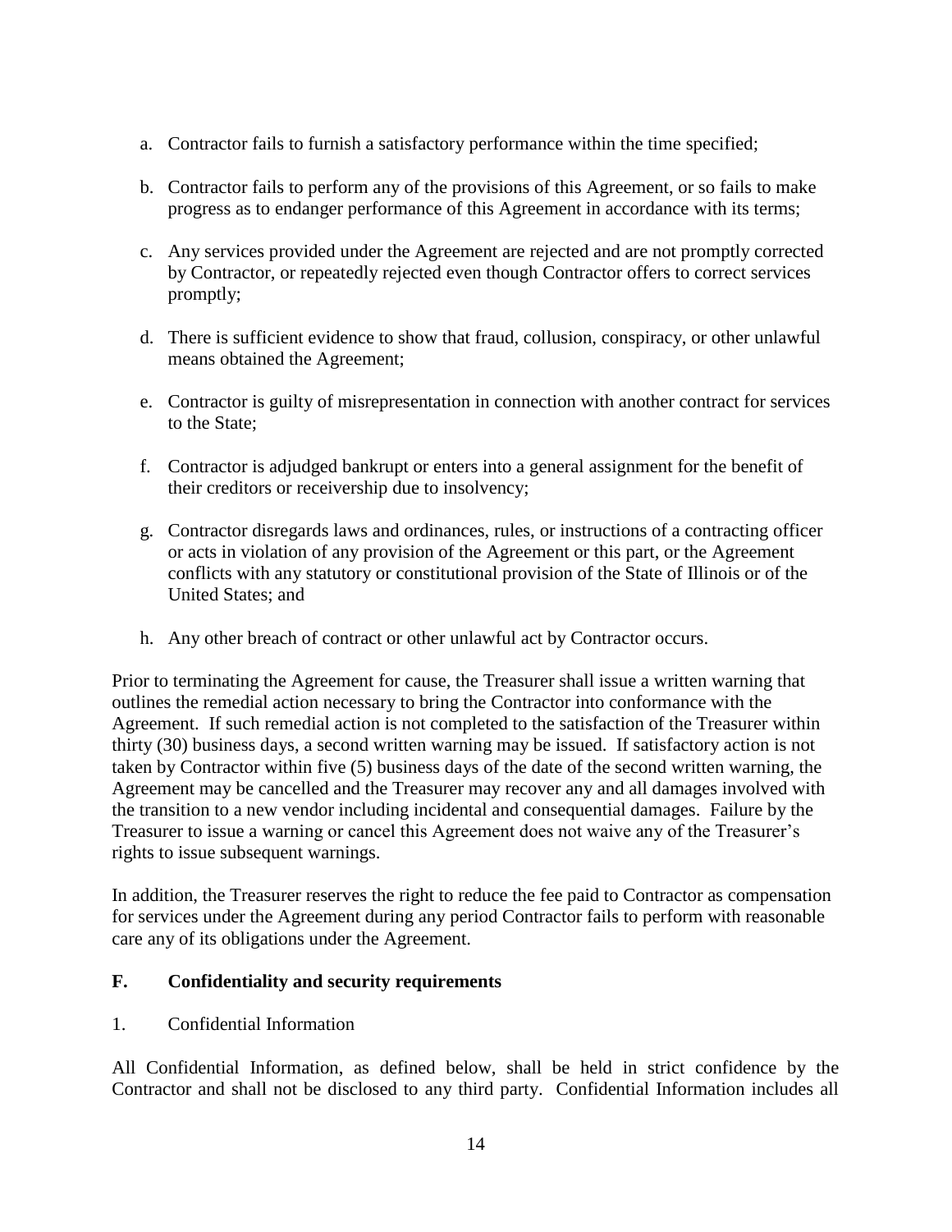a. Contractor fails to furnish a satisfactory performance within the time specified;

b. Contractor fails to perform any of the provisions of this Agreement, or so fails to make progress as to endanger performance of this Agreement in accordance with its terms;

c. Any services provided under the Agreement are rejected and are not promptly corrected by Contractor, or repeatedly rejected even though Contractor offers to correct services promptly;

d. There is sufficient evidence to show that fraud, collusion, conspiracy, or other unlawful means obtained the Agreement;

e. Contractor is guilty of misrepresentation in connection with another contract for services to the State;

f. Contractor is adjudged bankrupt or enters into a general assignment for the benefit of their creditors or receivership due to insolvency;

g. Contractor disregards laws and ordinances, rules, or instructions of a contracting officer or acts in violation of any provision of the Agreement or this part, or the Agreement conflicts with any statutory or constitutional provision of the State of Illinois or of the United States; and

h. Any other breach of contract or other unlawful act by Contractor occurs.

Prior to terminating the Agreement for cause, the Treasurer shall issue a written warning that outlines the remedial action necessary to bring the Contractor into conformance with the Agreement. If such remedial action is not completed to the satisfaction of the Treasurer within thirty (30) business days, a second written warning may be issued. If satisfactory action is not taken by Contractor within five (5) business days of the date of the second written warning, the Agreement may be cancelled and the Treasurer may recover any and all damages involved with the transition to a new vendor including incidental and consequential damages. Failure by the Treasurer to issue a warning or cancel this Agreement does not waive any of the Treasurer's rights to issue subsequent warnings.

In addition, the Treasurer reserves the right to reduce the fee paid to Contractor as compensation for services under the Agreement during any period Contractor fails to perform with reasonable care any of its obligations under the Agreement.

## F. Confidentiality and security requirements

1. Confidential Information

All Confidential Information, as defined below, shall be held in strict confidence by the Contractor and shall not be disclosed to any third party. Confidential Information includes all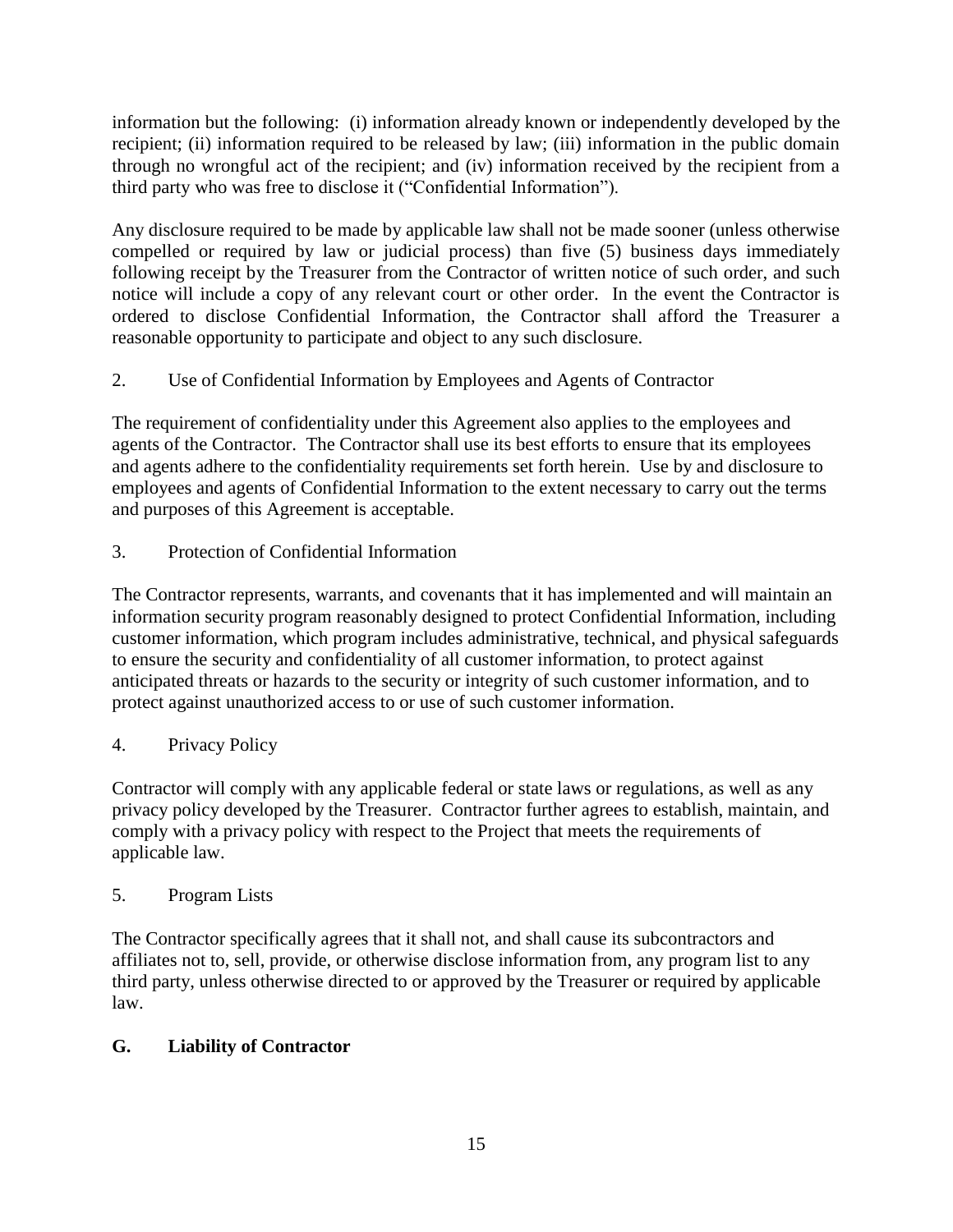information but the following: (i) information already known or independently developed by the recipient; (ii) information required to be released by law; (iii) information in the public domain through no wrongful act of the recipient; and (iv) information received by the recipient from a third party who was free to disclose it ("Confidential Information").

Any disclosure required to be made by applicable law shall not be made sooner (unless otherwise compelled or required by law or judicial process) than five (5) business days immediately following receipt by the Treasurer from the Contractor of written notice of such order, and such notice will include a copy of any relevant court or other order. In the event the Contractor is ordered to disclose Confidential Information, the Contractor shall afford the Treasurer a reasonable opportunity to participate and object to any such disclosure.

2. Use of Confidential Information by Employees and Agents of Contractor

The requirement of confidentiality under this Agreement also applies to the employees and agents of the Contractor. The Contractor shall use its best efforts to ensure that its employees and agents adhere to the confidentiality requirements set forth herein. Use by and disclosure to employees and agents of Confidential Information to the extent necessary to carry out the terms and purposes of this Agreement is acceptable.

3. Protection of Confidential Information

The Contractor represents, warrants, and covenants that it has implemented and will maintain an information security program reasonably designed to protect Confidential Information, including customer information, which program includes administrative, technical, and physical safeguards to ensure the security and confidentiality of all customer information, to protect against anticipated threats or hazards to the security or integrity of such customer information, and to protect against unauthorized access to or use of such customer information.

4. Privacy Policy

Contractor will comply with any applicable federal or state laws or regulations, as well as any privacy policy developed by the Treasurer. Contractor further agrees to establish, maintain, and comply with a privacy policy with respect to the Project that meets the requirements of applicable law.

5. Program Lists

The Contractor specifically agrees that it shall not, and shall cause its subcontractors and affiliates not to, sell, provide, or otherwise disclose information from, any program list to any third party, unless otherwise directed to or approved by the Treasurer or required by applicable law.

## G. Liability of Contractor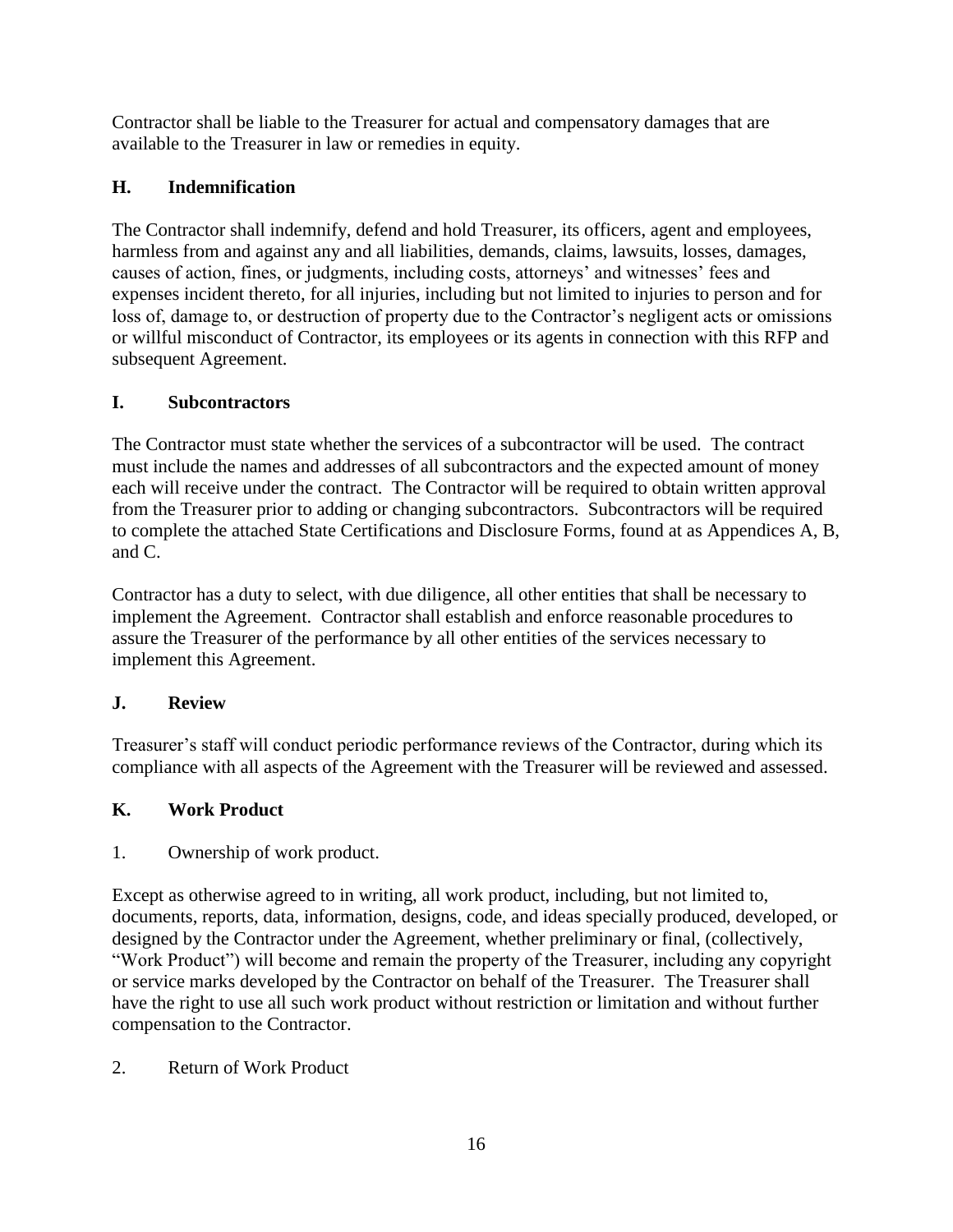Contractor shall be liable to the Treasurer for actual and compensatory damages that are available to the Treasurer in law or remedies in equity.

### H. Indemnification

The Contractor shall indemnify, defend and hold Treasurer, its officers, agent and employees, harmless from and against any and all liabilities, demands, claims, lawsuits, losses, damages, causes of action, fines, or judgments, including costs, attorneys' and witnesses' fees and expenses incident thereto, for all injuries, including but not limited to injuries to person and for loss of, damage to, or destruction of property due to the Contractor's negligent acts or omissions or willful misconduct of Contractor, its employees or its agents in connection with this RFP and subsequent Agreement.

### I. Subcontractors

The Contractor must state whether the services of a subcontractor will be used. The contract must include the names and addresses of all subcontractors and the expected amount of money each will receive under the contract. The Contractor will be required to obtain written approval from the Treasurer prior to adding or changing subcontractors. Subcontractors will be required to complete the attached State Certifications and Disclosure Forms, found at as Appendices A, B, and C.

Contractor has a duty to select, with due diligence, all other entities that shall be necessary to implement the Agreement. Contractor shall establish and enforce reasonable procedures to assure the Treasurer of the performance by all other entities of the services necessary to implement this Agreement.

### J. Review

Treasurer's staff will conduct periodic performance reviews of the Contractor, during which its compliance with all aspects of the Agreement with the Treasurer will be reviewed and assessed.

### K. Work Product

1. Ownership of work product.

Except as otherwise agreed to in writing, all work product, including, but not limited to, documents, reports, data, information, designs, code, and ideas specially produced, developed, or designed by the Contractor under the Agreement, whether preliminary or final, (collectively, "Work Product") will become and remain the property of the Treasurer, including any copyright or service marks developed by the Contractor on behalf of the Treasurer. The Treasurer shall have the right to use all such work product without restriction or limitation and without further compensation to the Contractor.

2. Return of Work Product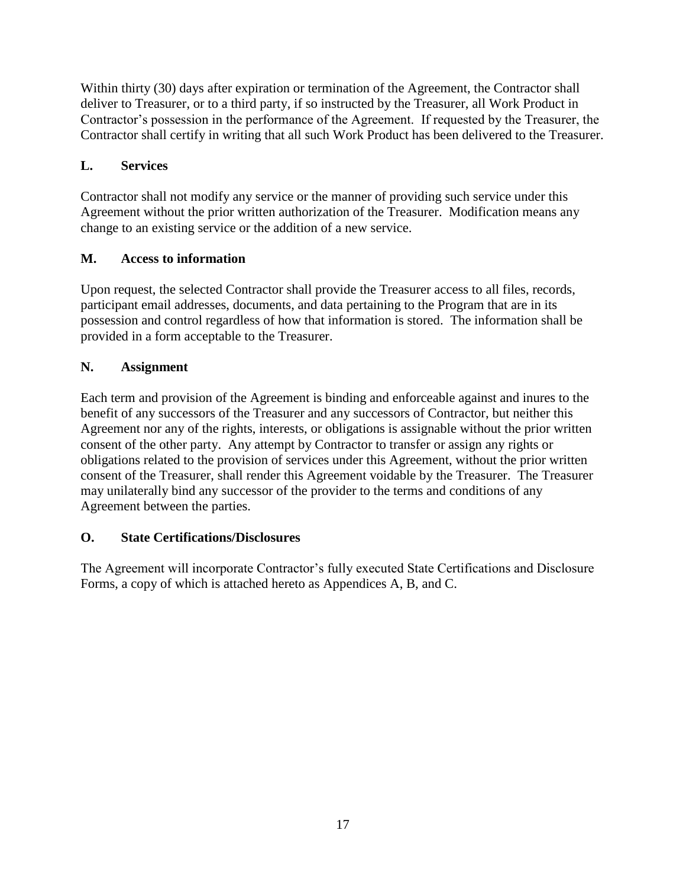Within thirty (30) days after expiration or termination of the Agreement, the Contractor shall deliver to Treasurer, or to a third party, if so instructed by the Treasurer, all Work Product in Contractor's possession in the performance of the Agreement. If requested by the Treasurer, the Contractor shall certify in writing that all such Work Product has been delivered to the Treasurer.

**L. Services**

Contractor shall not modify any service or the manner of providing such service under this Agreement without the prior written authorization of the Treasurer. Modification means any change to an existing service or the addition of a new service.

**M. Access to information**

Upon request, the selected Contractor shall provide the Treasurer access to all files, records, participant email addresses, documents, and data pertaining to the Program that are in its possession and control regardless of how that information is stored. The information shall be provided in a form acceptable to the Treasurer.

**N. Assignment**

Each term and provision of the Agreement is binding and enforceable against and inures to the benefit of any successors of the Treasurer and any successors of Contractor, but neither this Agreement nor any of the rights, interests, or obligations is assignable without the prior written consent of the other party. Any attempt by Contractor to transfer or assign any rights or obligations related to the provision of services under this Agreement, without the prior written consent of the Treasurer, shall render this Agreement voidable by the Treasurer. The Treasurer may unilaterally bind any successor of the provider to the terms and conditions of any Agreement between the parties.

**O. State Certifications/Disclosures**

The Agreement will incorporate Contractor's fully executed State Certifications and Disclosure Forms, a copy of which is attached hereto as Appendices A, B, and C.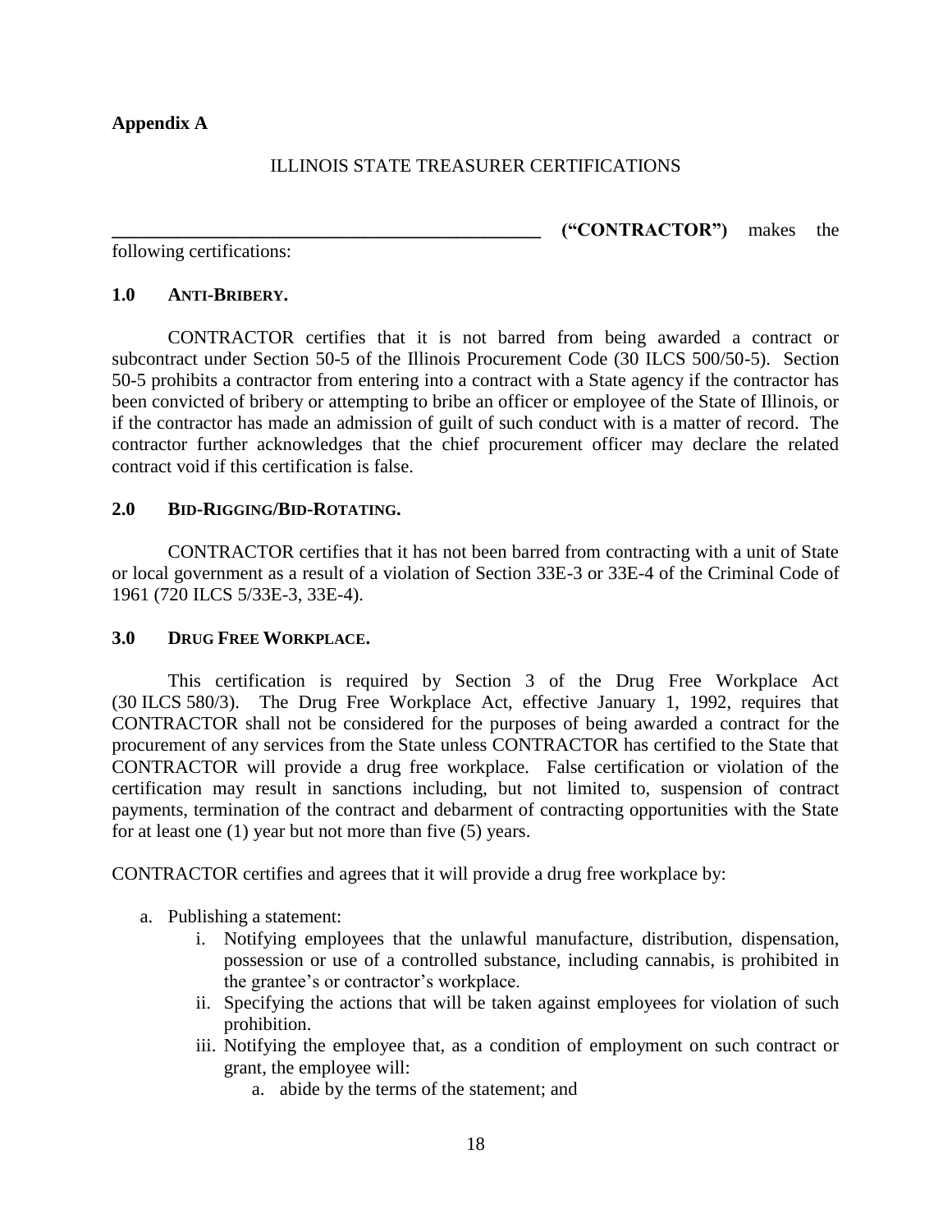**Appendix A**

ILLINOIS STATE TREASURER CERTIFICATIONS

**_______________________________________________ ("CONTRACTOR")** makes the following certifications:

**1.0 ANTI-BRIBERY.**

CONTRACTOR certifies that it is not barred from being awarded a contract or subcontract under Section 50-5 of the Illinois Procurement Code (30 ILCS 500/50-5). Section 50-5 prohibits a contractor from entering into a contract with a State agency if the contractor has been convicted of bribery or attempting to bribe an officer or employee of the State of Illinois, or if the contractor has made an admission of guilt of such conduct with is a matter of record. The contractor further acknowledges that the chief procurement officer may declare the related contract void if this certification is false.

**2.0 BID-RIGGING/BID-ROTATING.**

CONTRACTOR certifies that it has not been barred from contracting with a unit of State or local government as a result of a violation of Section 33E-3 or 33E-4 of the Criminal Code of 1961 (720 ILCS 5/33E-3, 33E-4).

**3.0 DRUG FREE WORKPLACE.**

This certification is required by Section 3 of the Drug Free Workplace Act (30 ILCS 580/3). The Drug Free Workplace Act, effective January 1, 1992, requires that CONTRACTOR shall not be considered for the purposes of being awarded a contract for the procurement of any services from the State unless CONTRACTOR has certified to the State that CONTRACTOR will provide a drug free workplace. False certification or violation of the certification may result in sanctions including, but not limited to, suspension of contract payments, termination of the contract and debarment of contracting opportunities with the State for at least one (1) year but not more than five (5) years.

CONTRACTOR certifies and agrees that it will provide a drug free workplace by:

a. Publishing a statement:
   i. Notifying employees that the unlawful manufacture, distribution, dispensation, possession or use of a controlled substance, including cannabis, is prohibited in the grantee's or contractor's workplace.
   ii. Specifying the actions that will be taken against employees for violation of such prohibition.
   iii. Notifying the employee that, as a condition of employment on such contract or grant, the employee will:
      a. abide by the terms of the statement; and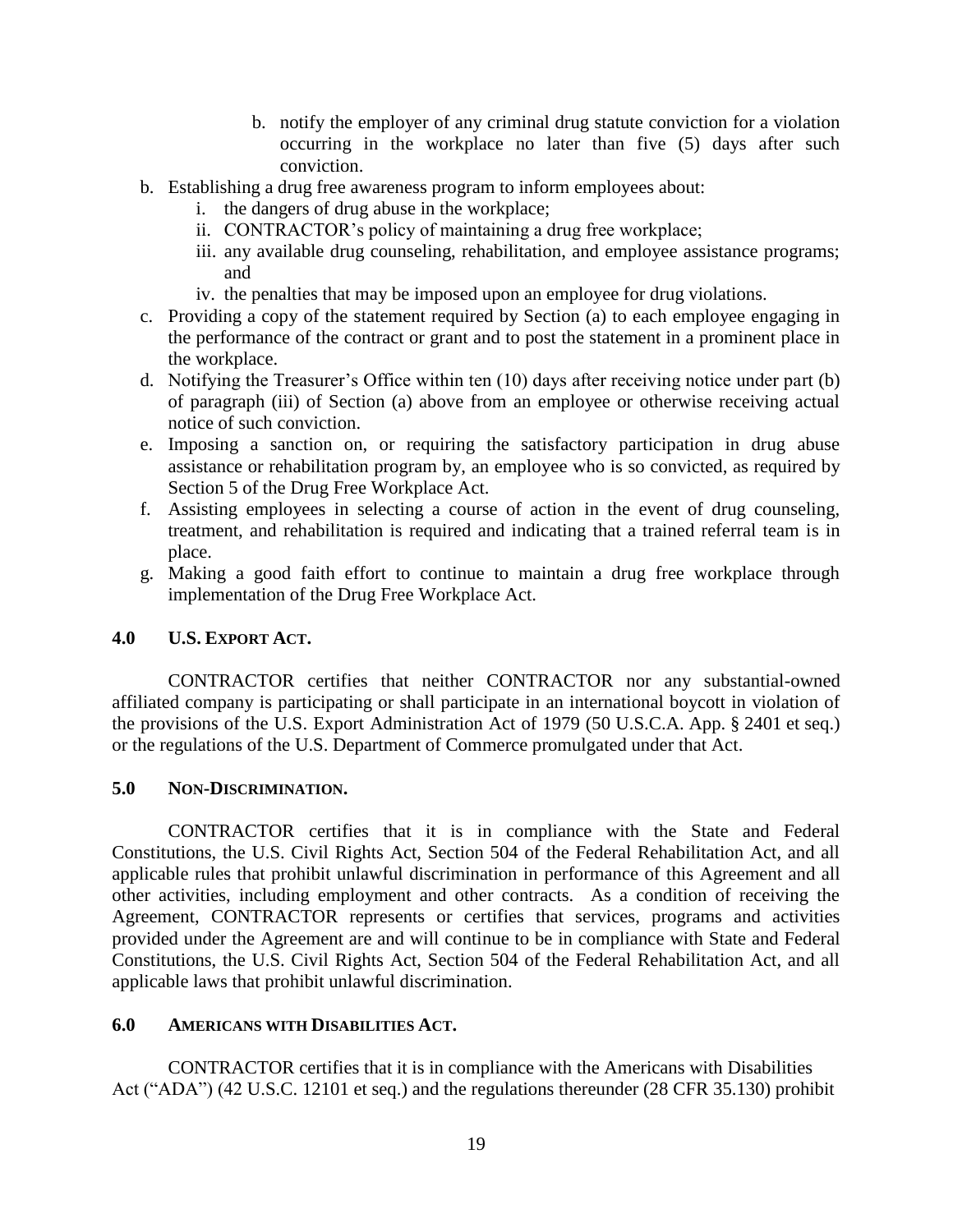b. notify the employer of any criminal drug statute conviction for a violation occurring in the workplace no later than five (5) days after such conviction.

b. Establishing a drug free awareness program to inform employees about:
   i. the dangers of drug abuse in the workplace;
   ii. CONTRACTOR's policy of maintaining a drug free workplace;
   iii. any available drug counseling, rehabilitation, and employee assistance programs; and
   iv. the penalties that may be imposed upon an employee for drug violations.
c. Providing a copy of the statement required by Section (a) to each employee engaging in the performance of the contract or grant and to post the statement in a prominent place in the workplace.
d. Notifying the Treasurer's Office within ten (10) days after receiving notice under part (b) of paragraph (iii) of Section (a) above from an employee or otherwise receiving actual notice of such conviction.
e. Imposing a sanction on, or requiring the satisfactory participation in drug abuse assistance or rehabilitation program by, an employee who is so convicted, as required by Section 5 of the Drug Free Workplace Act.
f. Assisting employees in selecting a course of action in the event of drug counseling, treatment, and rehabilitation is required and indicating that a trained referral team is in place.
g. Making a good faith effort to continue to maintain a drug free workplace through implementation of the Drug Free Workplace Act.

### 4.0 U.S. EXPORT ACT.

CONTRACTOR certifies that neither CONTRACTOR nor any substantial-owned affiliated company is participating or shall participate in an international boycott in violation of the provisions of the U.S. Export Administration Act of 1979 (50 U.S.C.A. App. § 2401 et seq.) or the regulations of the U.S. Department of Commerce promulgated under that Act.

### 5.0 NON-DISCRIMINATION.

CONTRACTOR certifies that it is in compliance with the State and Federal Constitutions, the U.S. Civil Rights Act, Section 504 of the Federal Rehabilitation Act, and all applicable rules that prohibit unlawful discrimination in performance of this Agreement and all other activities, including employment and other contracts. As a condition of receiving the Agreement, CONTRACTOR represents or certifies that services, programs and activities provided under the Agreement are and will continue to be in compliance with State and Federal Constitutions, the U.S. Civil Rights Act, Section 504 of the Federal Rehabilitation Act, and all applicable laws that prohibit unlawful discrimination.

### 6.0 AMERICANS WITH DISABILITIES ACT.

CONTRACTOR certifies that it is in compliance with the Americans with Disabilities Act ("ADA") (42 U.S.C. 12101 et seq.) and the regulations thereunder (28 CFR 35.130) prohibit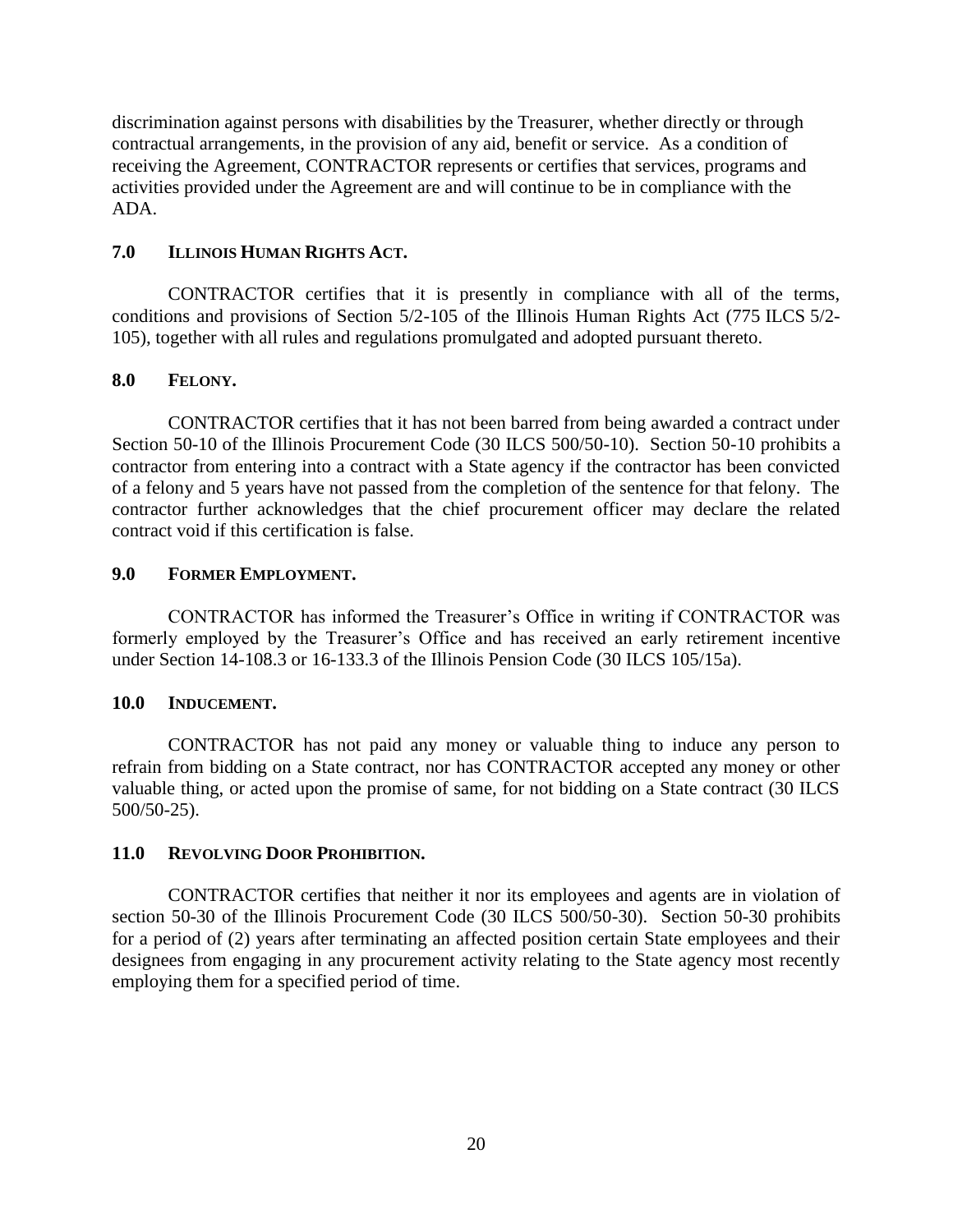discrimination against persons with disabilities by the Treasurer, whether directly or through contractual arrangements, in the provision of any aid, benefit or service. As a condition of receiving the Agreement, CONTRACTOR represents or certifies that services, programs and activities provided under the Agreement are and will continue to be in compliance with the ADA.

### 7.0 ILLINOIS HUMAN RIGHTS ACT.

CONTRACTOR certifies that it is presently in compliance with all of the terms, conditions and provisions of Section 5/2-105 of the Illinois Human Rights Act (775 ILCS 5/2-105), together with all rules and regulations promulgated and adopted pursuant thereto.

### 8.0 FELONY.

CONTRACTOR certifies that it has not been barred from being awarded a contract under Section 50-10 of the Illinois Procurement Code (30 ILCS 500/50-10). Section 50-10 prohibits a contractor from entering into a contract with a State agency if the contractor has been convicted of a felony and 5 years have not passed from the completion of the sentence for that felony. The contractor further acknowledges that the chief procurement officer may declare the related contract void if this certification is false.

### 9.0 FORMER EMPLOYMENT.

CONTRACTOR has informed the Treasurer's Office in writing if CONTRACTOR was formerly employed by the Treasurer's Office and has received an early retirement incentive under Section 14-108.3 or 16-133.3 of the Illinois Pension Code (30 ILCS 105/15a).

### 10.0 INDUCEMENT.

CONTRACTOR has not paid any money or valuable thing to induce any person to refrain from bidding on a State contract, nor has CONTRACTOR accepted any money or other valuable thing, or acted upon the promise of same, for not bidding on a State contract (30 ILCS 500/50-25).

### 11.0 REVOLVING DOOR PROHIBITION.

CONTRACTOR certifies that neither it nor its employees and agents are in violation of section 50-30 of the Illinois Procurement Code (30 ILCS 500/50-30). Section 50-30 prohibits for a period of (2) years after terminating an affected position certain State employees and their designees from engaging in any procurement activity relating to the State agency most recently employing them for a specified period of time.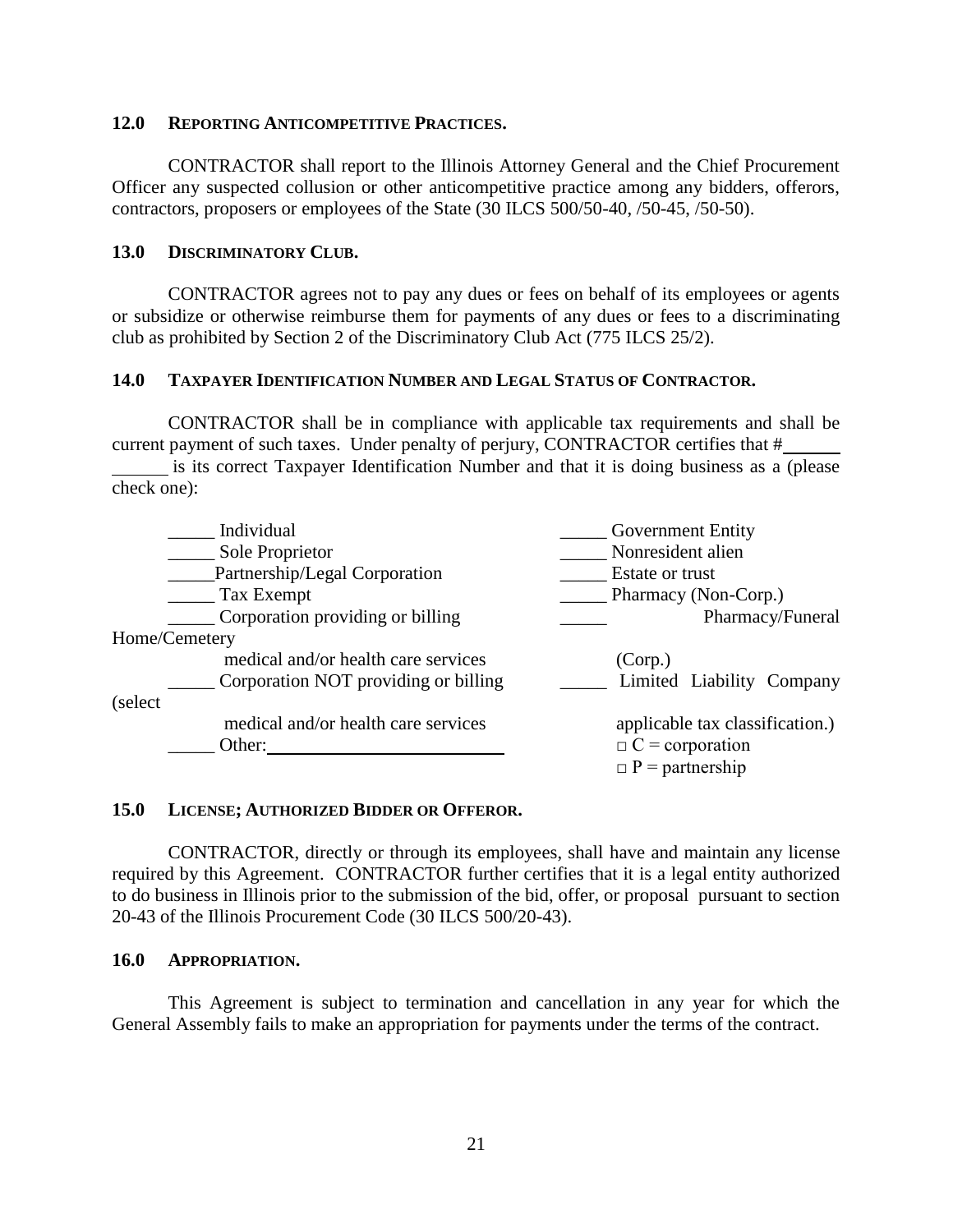**12.0 REPORTING ANTICOMPETITIVE PRACTICES.**

CONTRACTOR shall report to the Illinois Attorney General and the Chief Procurement Officer any suspected collusion or other anticompetitive practice among any bidders, offerors, contractors, proposers or employees of the State (30 ILCS 500/50-40, /50-45, /50-50).

**13.0 DISCRIMINATORY CLUB.**

CONTRACTOR agrees not to pay any dues or fees on behalf of its employees or agents or subsidize or otherwise reimburse them for payments of any dues or fees to a discriminating club as prohibited by Section 2 of the Discriminatory Club Act (775 ILCS 25/2).

**14.0 TAXPAYER IDENTIFICATION NUMBER AND LEGAL STATUS OF CONTRACTOR.**

CONTRACTOR shall be in compliance with applicable tax requirements and shall be current payment of such taxes. Under penalty of perjury, CONTRACTOR certifies that #____________ is its correct Taxpayer Identification Number and that it is doing business as a (please check one):

- _____ Individual
- _____ Sole Proprietor
- _____ Partnership/Legal Corporation
- _____ Tax Exempt
- _____ Corporation providing or billing medical and/or health care services
- _____ Corporation NOT providing or billing medical and/or health care services
- _____ Other: ____________________________
- _____ Government Entity
- _____ Nonresident alien
- _____ Estate or trust
- _____ Pharmacy (Non-Corp.)
- _____ Pharmacy/Funeral Home/Cemetery (Corp.)
- _____ Limited Liability Company (select applicable tax classification.)
  - □ C = corporation
  - □ P = partnership

**15.0 LICENSE; AUTHORIZED BIDDER OR OFFEROR.**

CONTRACTOR, directly or through its employees, shall have and maintain any license required by this Agreement. CONTRACTOR further certifies that it is a legal entity authorized to do business in Illinois prior to the submission of the bid, offer, or proposal pursuant to section 20-43 of the Illinois Procurement Code (30 ILCS 500/20-43).

**16.0 APPROPRIATION.**

This Agreement is subject to termination and cancellation in any year for which the General Assembly fails to make an appropriation for payments under the terms of the contract.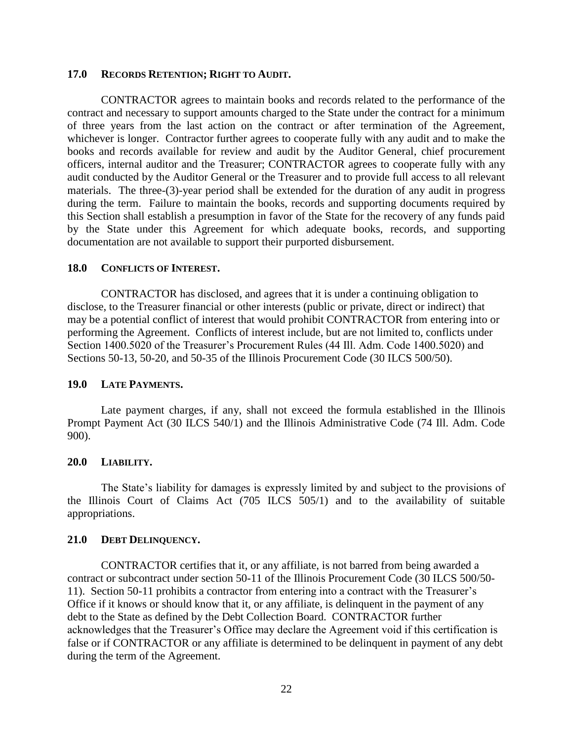## 17.0 RECORDS RETENTION; RIGHT TO AUDIT.

CONTRACTOR agrees to maintain books and records related to the performance of the contract and necessary to support amounts charged to the State under the contract for a minimum of three years from the last action on the contract or after termination of the Agreement, whichever is longer. Contractor further agrees to cooperate fully with any audit and to make the books and records available for review and audit by the Auditor General, chief procurement officers, internal auditor and the Treasurer; CONTRACTOR agrees to cooperate fully with any audit conducted by the Auditor General or the Treasurer and to provide full access to all relevant materials. The three-(3)-year period shall be extended for the duration of any audit in progress during the term. Failure to maintain the books, records and supporting documents required by this Section shall establish a presumption in favor of the State for the recovery of any funds paid by the State under this Agreement for which adequate books, records, and supporting documentation are not available to support their purported disbursement.

## 18.0 CONFLICTS OF INTEREST.

CONTRACTOR has disclosed, and agrees that it is under a continuing obligation to disclose, to the Treasurer financial or other interests (public or private, direct or indirect) that may be a potential conflict of interest that would prohibit CONTRACTOR from entering into or performing the Agreement. Conflicts of interest include, but are not limited to, conflicts under Section 1400.5020 of the Treasurer's Procurement Rules (44 Ill. Adm. Code 1400.5020) and Sections 50-13, 50-20, and 50-35 of the Illinois Procurement Code (30 ILCS 500/50).

## 19.0 LATE PAYMENTS.

Late payment charges, if any, shall not exceed the formula established in the Illinois Prompt Payment Act (30 ILCS 540/1) and the Illinois Administrative Code (74 Ill. Adm. Code 900).

## 20.0 LIABILITY.

The State's liability for damages is expressly limited by and subject to the provisions of the Illinois Court of Claims Act (705 ILCS 505/1) and to the availability of suitable appropriations.

## 21.0 DEBT DELINQUENCY.

CONTRACTOR certifies that it, or any affiliate, is not barred from being awarded a contract or subcontract under section 50-11 of the Illinois Procurement Code (30 ILCS 500/50-11). Section 50-11 prohibits a contractor from entering into a contract with the Treasurer's Office if it knows or should know that it, or any affiliate, is delinquent in the payment of any debt to the State as defined by the Debt Collection Board. CONTRACTOR further acknowledges that the Treasurer's Office may declare the Agreement void if this certification is false or if CONTRACTOR or any affiliate is determined to be delinquent in payment of any debt during the term of the Agreement.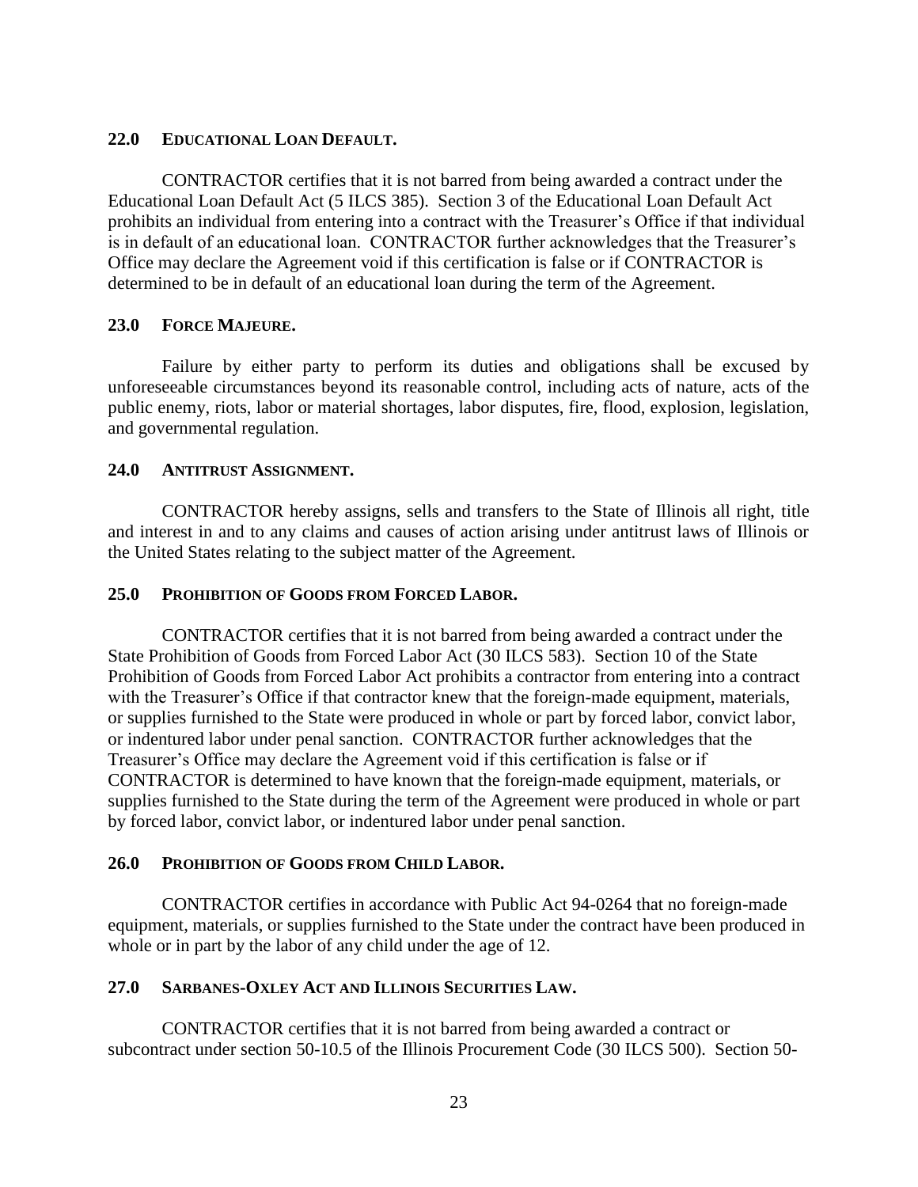### 22.0 EDUCATIONAL LOAN DEFAULT.

CONTRACTOR certifies that it is not barred from being awarded a contract under the Educational Loan Default Act (5 ILCS 385). Section 3 of the Educational Loan Default Act prohibits an individual from entering into a contract with the Treasurer's Office if that individual is in default of an educational loan. CONTRACTOR further acknowledges that the Treasurer's Office may declare the Agreement void if this certification is false or if CONTRACTOR is determined to be in default of an educational loan during the term of the Agreement.

### 23.0 FORCE MAJEURE.

Failure by either party to perform its duties and obligations shall be excused by unforeseeable circumstances beyond its reasonable control, including acts of nature, acts of the public enemy, riots, labor or material shortages, labor disputes, fire, flood, explosion, legislation, and governmental regulation.

### 24.0 ANTITRUST ASSIGNMENT.

CONTRACTOR hereby assigns, sells and transfers to the State of Illinois all right, title and interest in and to any claims and causes of action arising under antitrust laws of Illinois or the United States relating to the subject matter of the Agreement.

### 25.0 PROHIBITION OF GOODS FROM FORCED LABOR.

CONTRACTOR certifies that it is not barred from being awarded a contract under the State Prohibition of Goods from Forced Labor Act (30 ILCS 583). Section 10 of the State Prohibition of Goods from Forced Labor Act prohibits a contractor from entering into a contract with the Treasurer's Office if that contractor knew that the foreign-made equipment, materials, or supplies furnished to the State were produced in whole or part by forced labor, convict labor, or indentured labor under penal sanction. CONTRACTOR further acknowledges that the Treasurer's Office may declare the Agreement void if this certification is false or if CONTRACTOR is determined to have known that the foreign-made equipment, materials, or supplies furnished to the State during the term of the Agreement were produced in whole or part by forced labor, convict labor, or indentured labor under penal sanction.

### 26.0 PROHIBITION OF GOODS FROM CHILD LABOR.

CONTRACTOR certifies in accordance with Public Act 94-0264 that no foreign-made equipment, materials, or supplies furnished to the State under the contract have been produced in whole or in part by the labor of any child under the age of 12.

### 27.0 SARBANES-OXLEY ACT AND ILLINOIS SECURITIES LAW.

CONTRACTOR certifies that it is not barred from being awarded a contract or subcontract under section 50-10.5 of the Illinois Procurement Code (30 ILCS 500). Section 50-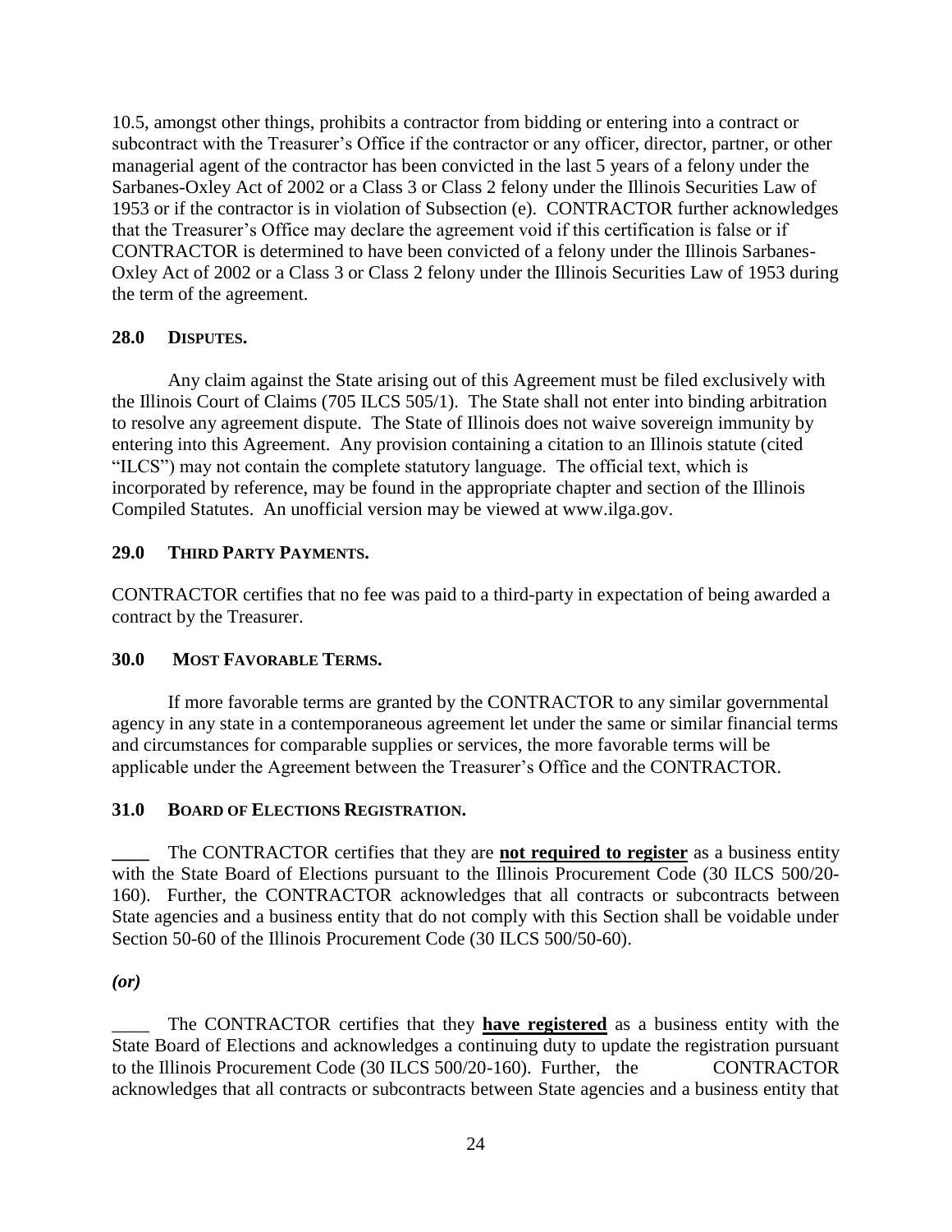10.5, amongst other things, prohibits a contractor from bidding or entering into a contract or subcontract with the Treasurer's Office if the contractor or any officer, director, partner, or other managerial agent of the contractor has been convicted in the last 5 years of a felony under the Sarbanes-Oxley Act of 2002 or a Class 3 or Class 2 felony under the Illinois Securities Law of 1953 or if the contractor is in violation of Subsection (e). CONTRACTOR further acknowledges that the Treasurer's Office may declare the agreement void if this certification is false or if CONTRACTOR is determined to have been convicted of a felony under the Illinois Sarbanes-Oxley Act of 2002 or a Class 3 or Class 2 felony under the Illinois Securities Law of 1953 during the term of the agreement.

**28.0 DISPUTES.**

Any claim against the State arising out of this Agreement must be filed exclusively with the Illinois Court of Claims (705 ILCS 505/1). The State shall not enter into binding arbitration to resolve any agreement dispute. The State of Illinois does not waive sovereign immunity by entering into this Agreement. Any provision containing a citation to an Illinois statute (cited "ILCS") may not contain the complete statutory language. The official text, which is incorporated by reference, may be found in the appropriate chapter and section of the Illinois Compiled Statutes. An unofficial version may be viewed at www.ilga.gov.

**29.0 THIRD PARTY PAYMENTS.**

CONTRACTOR certifies that no fee was paid to a third-party in expectation of being awarded a contract by the Treasurer.

**30.0 MOST FAVORABLE TERMS.**

If more favorable terms are granted by the CONTRACTOR to any similar governmental agency in any state in a contemporaneous agreement let under the same or similar financial terms and circumstances for comparable supplies or services, the more favorable terms will be applicable under the Agreement between the Treasurer's Office and the CONTRACTOR.

**31.0 BOARD OF ELECTIONS REGISTRATION.**

____ The CONTRACTOR certifies that they are **<u>not required to register</u>** as a business entity with the State Board of Elections pursuant to the Illinois Procurement Code (30 ILCS 500/20-160). Further, the CONTRACTOR acknowledges that all contracts or subcontracts between State agencies and a business entity that do not comply with this Section shall be voidable under Section 50-60 of the Illinois Procurement Code (30 ILCS 500/50-60).

***(or)***

____ The CONTRACTOR certifies that they **<u>have registered</u>** as a business entity with the State Board of Elections and acknowledges a continuing duty to update the registration pursuant to the Illinois Procurement Code (30 ILCS 500/20-160). Further, the CONTRACTOR acknowledges that all contracts or subcontracts between State agencies and a business entity that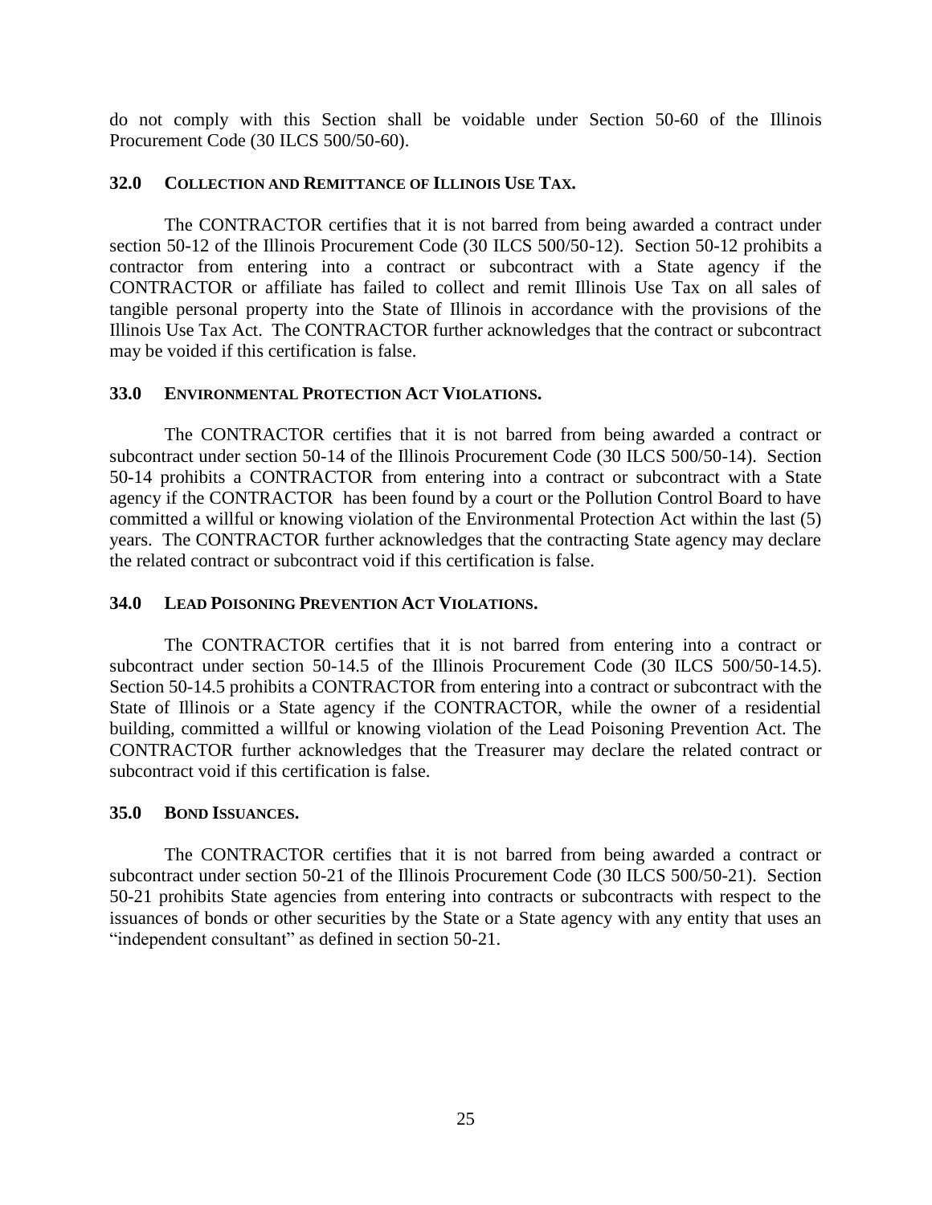do not comply with this Section shall be voidable under Section 50-60 of the Illinois Procurement Code (30 ILCS 500/50-60).

### 32.0 COLLECTION AND REMITTANCE OF ILLINOIS USE TAX.

The CONTRACTOR certifies that it is not barred from being awarded a contract under section 50-12 of the Illinois Procurement Code (30 ILCS 500/50-12). Section 50-12 prohibits a contractor from entering into a contract or subcontract with a State agency if the CONTRACTOR or affiliate has failed to collect and remit Illinois Use Tax on all sales of tangible personal property into the State of Illinois in accordance with the provisions of the Illinois Use Tax Act. The CONTRACTOR further acknowledges that the contract or subcontract may be voided if this certification is false.

### 33.0 ENVIRONMENTAL PROTECTION ACT VIOLATIONS.

The CONTRACTOR certifies that it is not barred from being awarded a contract or subcontract under section 50-14 of the Illinois Procurement Code (30 ILCS 500/50-14). Section 50-14 prohibits a CONTRACTOR from entering into a contract or subcontract with a State agency if the CONTRACTOR has been found by a court or the Pollution Control Board to have committed a willful or knowing violation of the Environmental Protection Act within the last (5) years. The CONTRACTOR further acknowledges that the contracting State agency may declare the related contract or subcontract void if this certification is false.

### 34.0 LEAD POISONING PREVENTION ACT VIOLATIONS.

The CONTRACTOR certifies that it is not barred from entering into a contract or subcontract under section 50-14.5 of the Illinois Procurement Code (30 ILCS 500/50-14.5). Section 50-14.5 prohibits a CONTRACTOR from entering into a contract or subcontract with the State of Illinois or a State agency if the CONTRACTOR, while the owner of a residential building, committed a willful or knowing violation of the Lead Poisoning Prevention Act. The CONTRACTOR further acknowledges that the Treasurer may declare the related contract or subcontract void if this certification is false.

### 35.0 BOND ISSUANCES.

The CONTRACTOR certifies that it is not barred from being awarded a contract or subcontract under section 50-21 of the Illinois Procurement Code (30 ILCS 500/50-21). Section 50-21 prohibits State agencies from entering into contracts or subcontracts with respect to the issuances of bonds or other securities by the State or a State agency with any entity that uses an "independent consultant" as defined in section 50-21.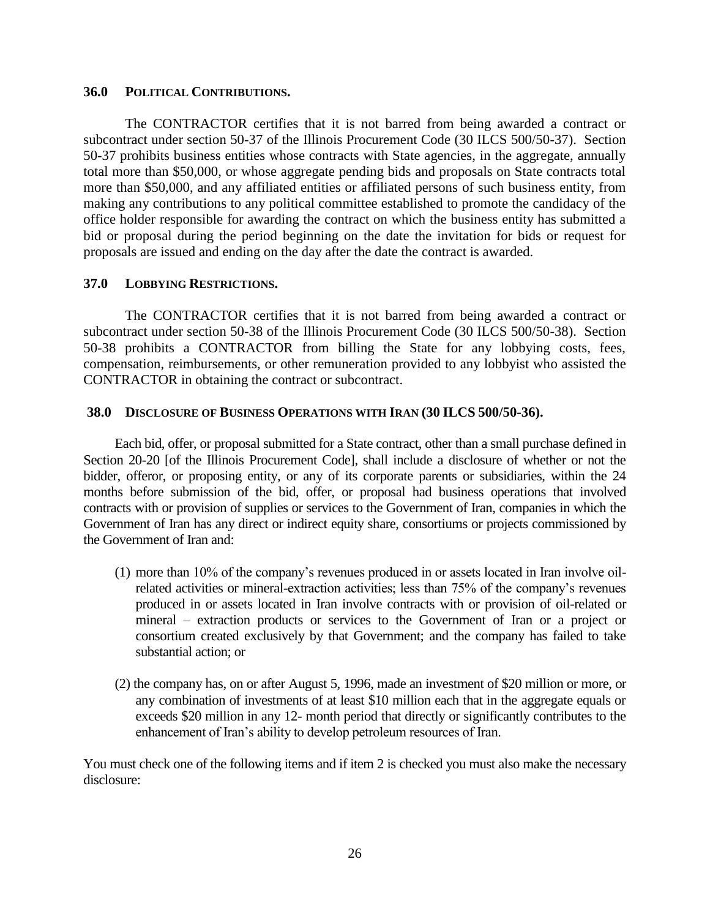### 36.0 POLITICAL CONTRIBUTIONS.

The CONTRACTOR certifies that it is not barred from being awarded a contract or subcontract under section 50-37 of the Illinois Procurement Code (30 ILCS 500/50-37). Section 50-37 prohibits business entities whose contracts with State agencies, in the aggregate, annually total more than $50,000, or whose aggregate pending bids and proposals on State contracts total more than $50,000, and any affiliated entities or affiliated persons of such business entity, from making any contributions to any political committee established to promote the candidacy of the office holder responsible for awarding the contract on which the business entity has submitted a bid or proposal during the period beginning on the date the invitation for bids or request for proposals are issued and ending on the day after the date the contract is awarded.

### 37.0 LOBBYING RESTRICTIONS.

The CONTRACTOR certifies that it is not barred from being awarded a contract or subcontract under section 50-38 of the Illinois Procurement Code (30 ILCS 500/50-38). Section 50-38 prohibits a CONTRACTOR from billing the State for any lobbying costs, fees, compensation, reimbursements, or other remuneration provided to any lobbyist who assisted the CONTRACTOR in obtaining the contract or subcontract.

### 38.0 DISCLOSURE OF BUSINESS OPERATIONS WITH IRAN (30 ILCS 500/50-36).

Each bid, offer, or proposal submitted for a State contract, other than a small purchase defined in Section 20-20 [of the Illinois Procurement Code], shall include a disclosure of whether or not the bidder, offeror, or proposing entity, or any of its corporate parents or subsidiaries, within the 24 months before submission of the bid, offer, or proposal had business operations that involved contracts with or provision of supplies or services to the Government of Iran, companies in which the Government of Iran has any direct or indirect equity share, consortiums or projects commissioned by the Government of Iran and:

(1) more than 10% of the company's revenues produced in or assets located in Iran involve oil-related activities or mineral-extraction activities; less than 75% of the company's revenues produced in or assets located in Iran involve contracts with or provision of oil-related or mineral – extraction products or services to the Government of Iran or a project or consortium created exclusively by that Government; and the company has failed to take substantial action; or

(2) the company has, on or after August 5, 1996, made an investment of $20 million or more, or any combination of investments of at least $10 million each that in the aggregate equals or exceeds $20 million in any 12- month period that directly or significantly contributes to the enhancement of Iran's ability to develop petroleum resources of Iran.

You must check one of the following items and if item 2 is checked you must also make the necessary disclosure: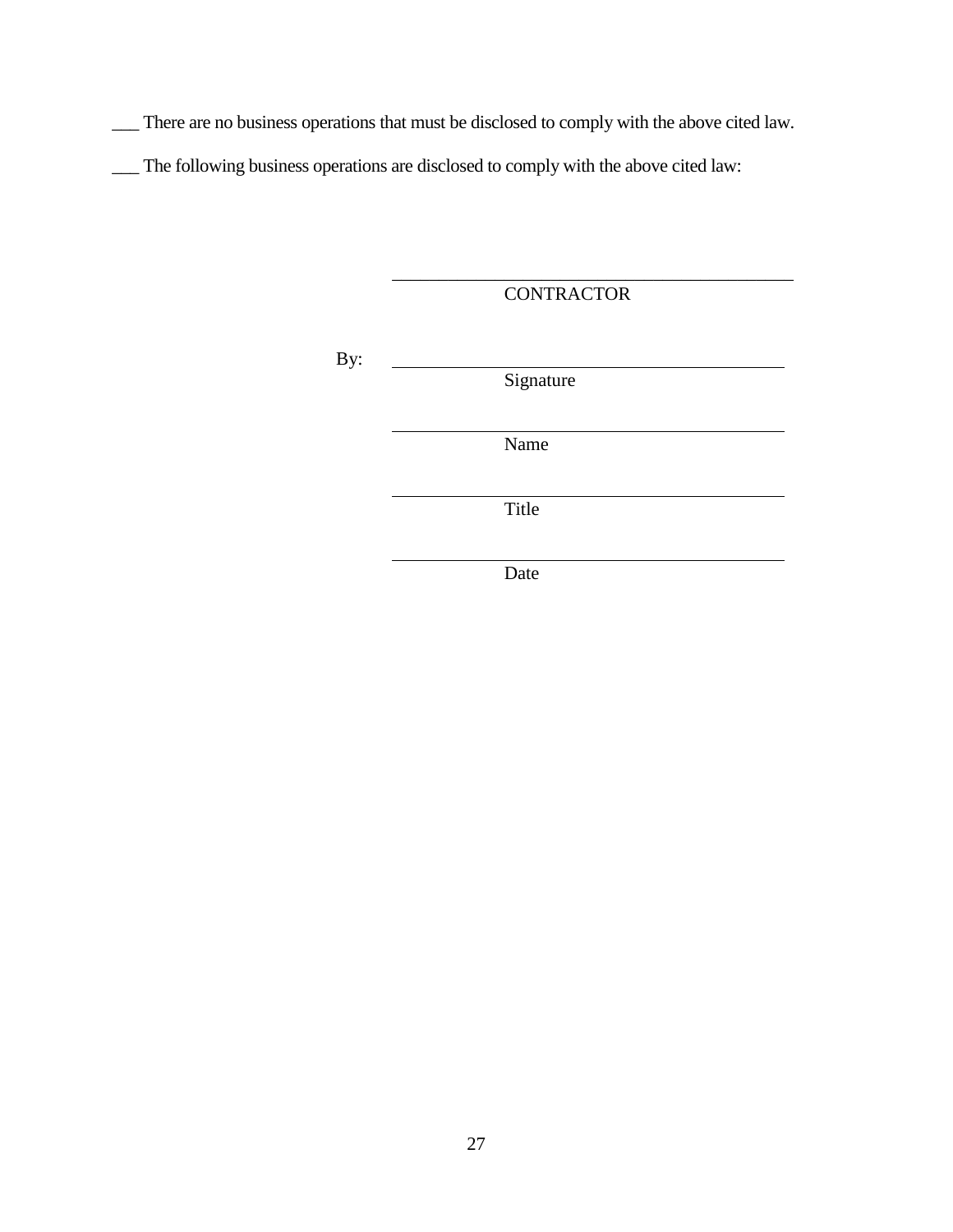___ There are no business operations that must be disclosed to comply with the above cited law.

___ The following business operations are disclosed to comply with the above cited law:

\_\_\_\_\_\_\_\_\_\_\_\_\_\_\_\_\_\_\_\_\_\_\_\_\_\_\_\_\_\_\_\_\_\_\_\_\_\_\_\_\_\_\_\_
CONTRACTOR

By: \_\_\_\_\_\_\_\_\_\_\_\_\_\_\_\_\_\_\_\_\_\_\_\_\_\_\_\_\_\_\_\_\_\_\_\_\_\_\_\_\_\_\_\_
Signature

\_\_\_\_\_\_\_\_\_\_\_\_\_\_\_\_\_\_\_\_\_\_\_\_\_\_\_\_\_\_\_\_\_\_\_\_\_\_\_\_\_\_\_\_
Name

\_\_\_\_\_\_\_\_\_\_\_\_\_\_\_\_\_\_\_\_\_\_\_\_\_\_\_\_\_\_\_\_\_\_\_\_\_\_\_\_\_\_\_\_
Title

\_\_\_\_\_\_\_\_\_\_\_\_\_\_\_\_\_\_\_\_\_\_\_\_\_\_\_\_\_\_\_\_\_\_\_\_\_\_\_\_\_\_\_\_
Date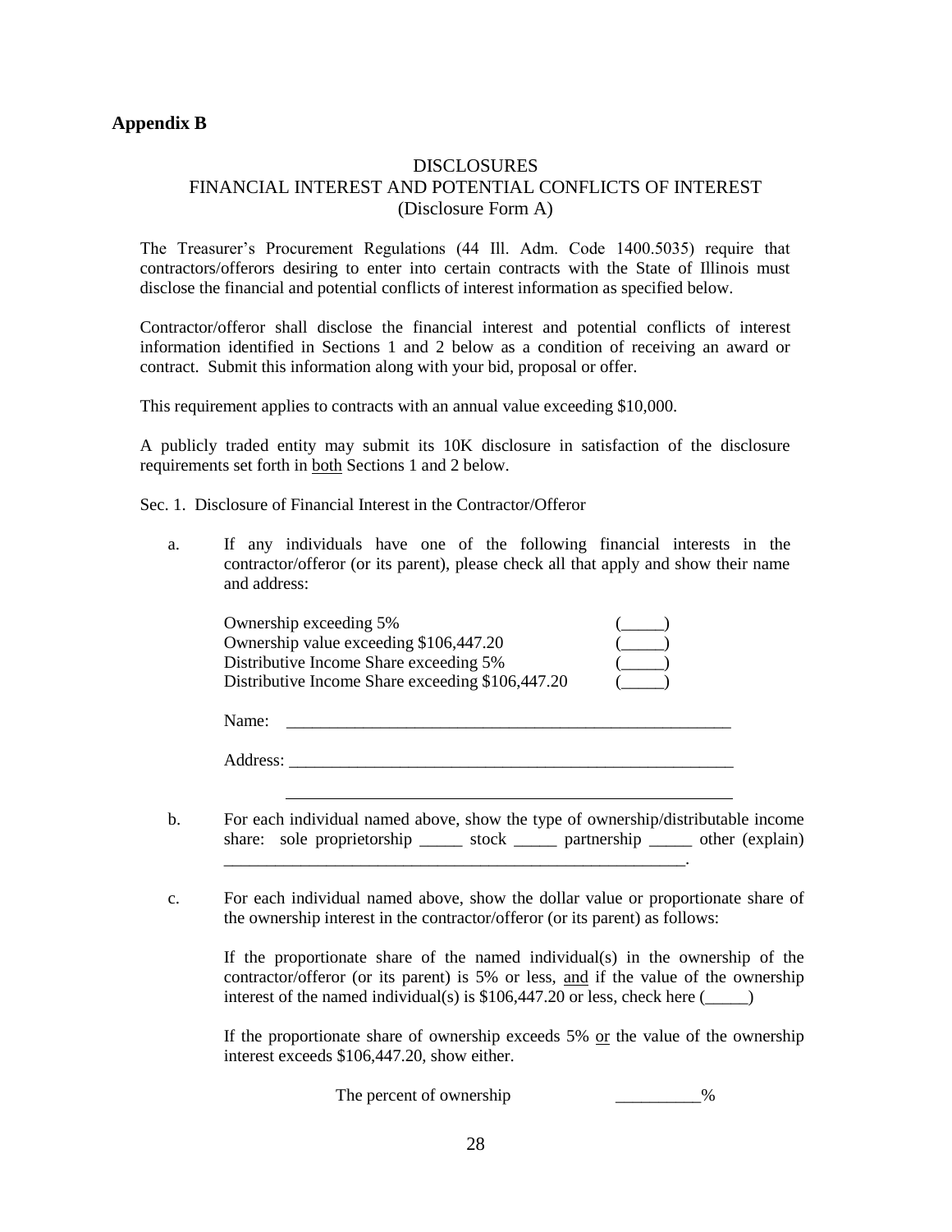**Appendix B**

DISCLOSURES

FINANCIAL INTEREST AND POTENTIAL CONFLICTS OF INTEREST

(Disclosure Form A)

The Treasurer's Procurement Regulations (44 Ill. Adm. Code 1400.5035) require that contractors/offerors desiring to enter into certain contracts with the State of Illinois must disclose the financial and potential conflicts of interest information as specified below.

Contractor/offeror shall disclose the financial interest and potential conflicts of interest information identified in Sections 1 and 2 below as a condition of receiving an award or contract. Submit this information along with your bid, proposal or offer.

This requirement applies to contracts with an annual value exceeding $10,000.

A publicly traded entity may submit its 10K disclosure in satisfaction of the disclosure requirements set forth in <u>both</u> Sections 1 and 2 below.

Sec. 1. Disclosure of Financial Interest in the Contractor/Offeror

a. If any individuals have one of the following financial interests in the contractor/offeror (or its parent), please check all that apply and show their name and address:

Ownership exceeding 5% (_____)
Ownership value exceeding $106,447.20 (_____)
Distributive Income Share exceeding 5% (_____)
Distributive Income Share exceeding $106,447.20 (_____)

Name: ______________________________________________________

Address: ______________________________________________________

______________________________________________________

b. For each individual named above, show the type of ownership/distributable income share: sole proprietorship _____ stock _____ partnership _____ other (explain) _________________________________________________________.

c. For each individual named above, show the dollar value or proportionate share of the ownership interest in the contractor/offeror (or its parent) as follows:

If the proportionate share of the named individual(s) in the ownership of the contractor/offeror (or its parent) is 5% or less, <u>and</u> if the value of the ownership interest of the named individual(s) is $106,447.20 or less, check here (_____)

If the proportionate share of ownership exceeds 5% <u>or</u> the value of the ownership interest exceeds $106,447.20, show either.

The percent of ownership __________%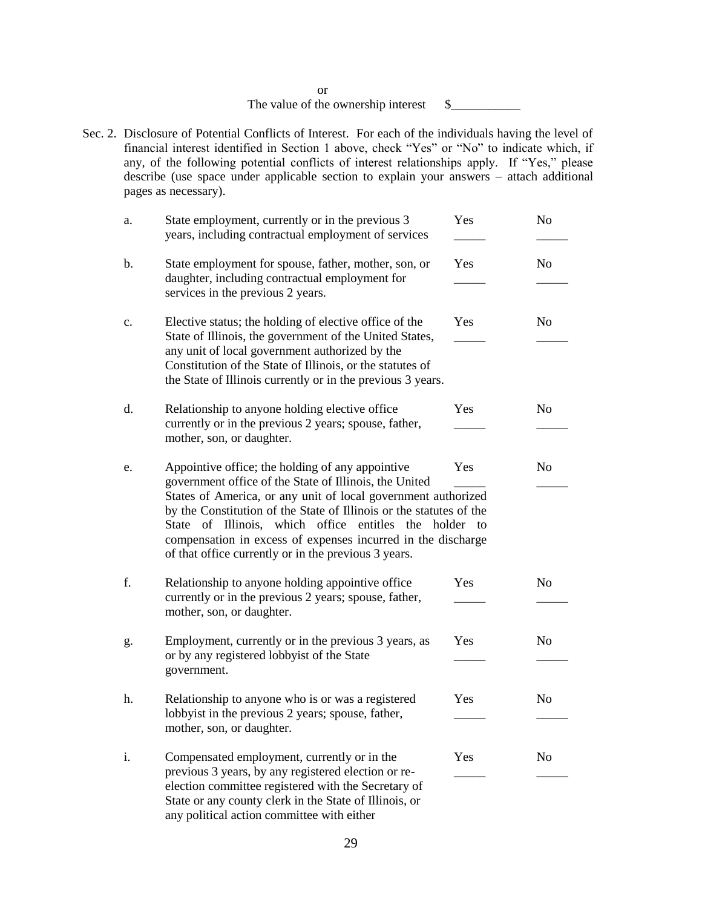or

The value of the ownership interest $___________

Sec. 2. Disclosure of Potential Conflicts of Interest. For each of the individuals having the level of financial interest identified in Section 1 above, check "Yes" or "No" to indicate which, if any, of the following potential conflicts of interest relationships apply. If "Yes," please describe (use space under applicable section to explain your answers – attach additional pages as necessary).

| | | Yes | No |
|---|---|---|---|
| a. | State employment, currently or in the previous 3 years, including contractual employment of services | _____ | _____ |
| b. | State employment for spouse, father, mother, son, or daughter, including contractual employment for services in the previous 2 years. | _____ | _____ |
| c. | Elective status; the holding of elective office of the State of Illinois, the government of the United States, any unit of local government authorized by the Constitution of the State of Illinois, or the statutes of the State of Illinois currently or in the previous 3 years. | _____ | _____ |
| d. | Relationship to anyone holding elective office currently or in the previous 2 years; spouse, father, mother, son, or daughter. | _____ | _____ |
| e. | Appointive office; the holding of any appointive government office of the State of Illinois, the United States of America, or any unit of local government authorized by the Constitution of the State of Illinois or the statutes of the State of Illinois, which office entitles the holder to compensation in excess of expenses incurred in the discharge of that office currently or in the previous 3 years. | _____ | _____ |
| f. | Relationship to anyone holding appointive office currently or in the previous 2 years; spouse, father, mother, son, or daughter. | _____ | _____ |
| g. | Employment, currently or in the previous 3 years, as or by any registered lobbyist of the State government. | _____ | _____ |
| h. | Relationship to anyone who is or was a registered lobbyist in the previous 2 years; spouse, father, mother, son, or daughter. | _____ | _____ |
| i. | Compensated employment, currently or in the previous 3 years, by any registered election or re-election committee registered with the Secretary of State or any county clerk in the State of Illinois, or any political action committee with either | _____ | _____ |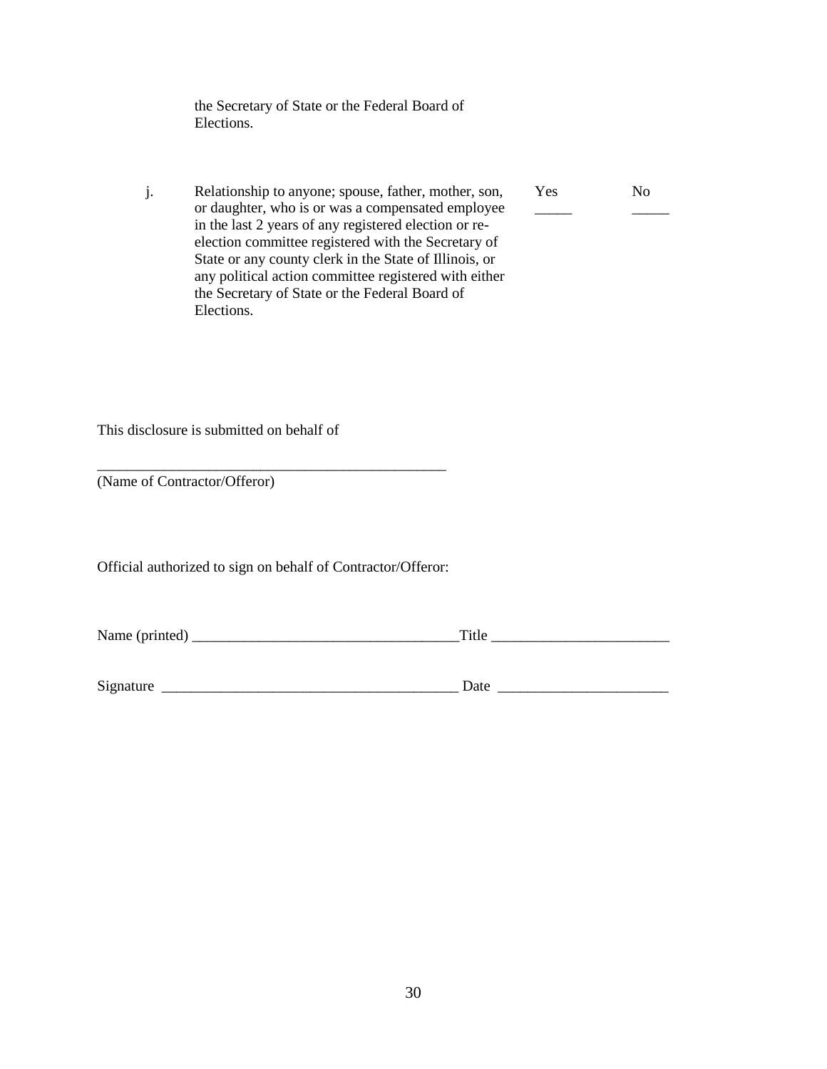the Secretary of State or the Federal Board of Elections.

| | | Yes | No |
|---|---|---|---|
| j. | Relationship to anyone; spouse, father, mother, son, or daughter, who is or was a compensated employee in the last 2 years of any registered election or re-election committee registered with the Secretary of State or any county clerk in the State of Illinois, or any political action committee registered with either the Secretary of State or the Federal Board of Elections. | _____ | _____ |

This disclosure is submitted on behalf of

_________________________________________________
(Name of Contractor/Offeror)

Official authorized to sign on behalf of Contractor/Offeror:

Name (printed) ____________________________________Title ________________________

Signature ________________________________________ Date _______________________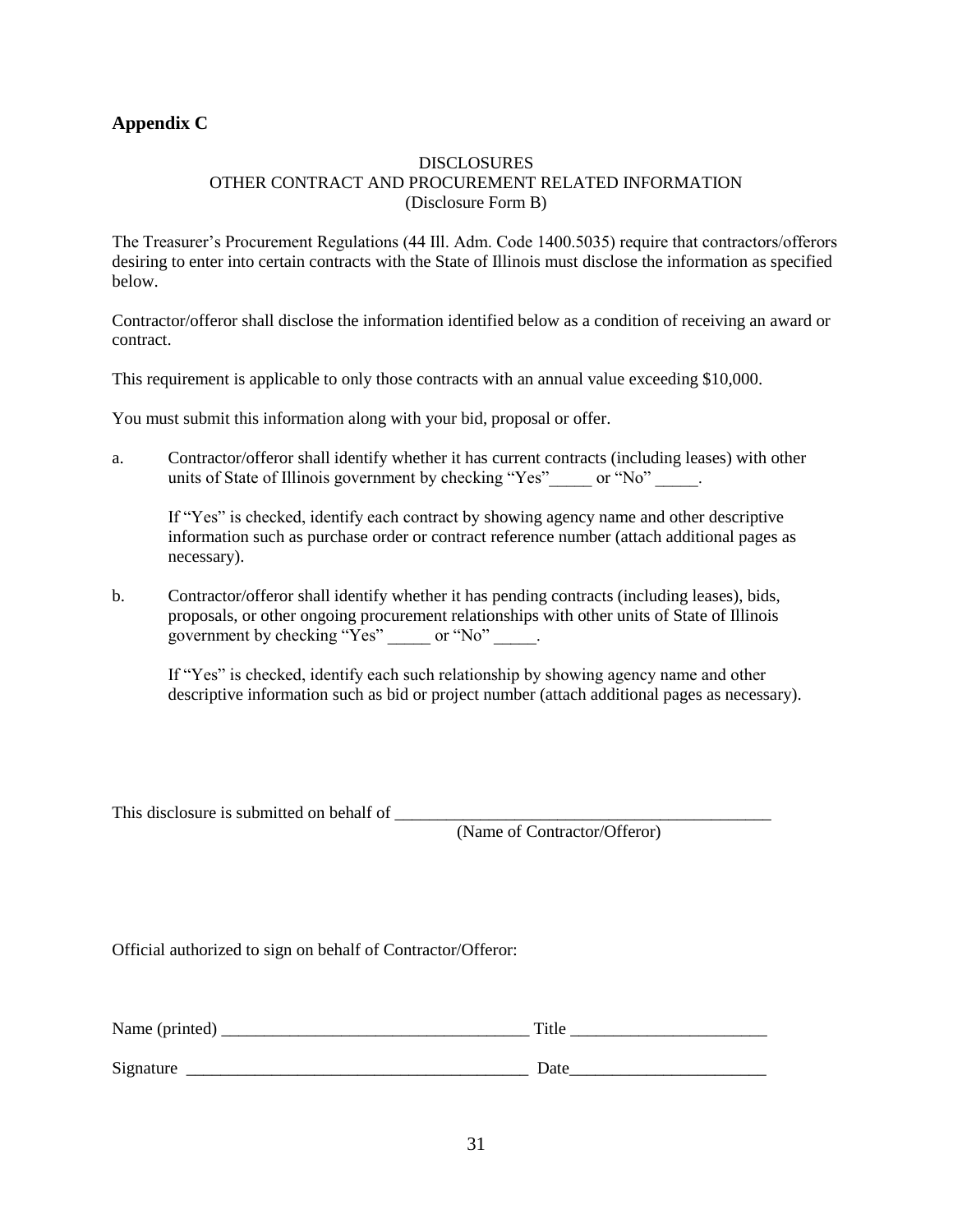## Appendix C

DISCLOSURES
OTHER CONTRACT AND PROCUREMENT RELATED INFORMATION
(Disclosure Form B)

The Treasurer's Procurement Regulations (44 Ill. Adm. Code 1400.5035) require that contractors/offerors desiring to enter into certain contracts with the State of Illinois must disclose the information as specified below.

Contractor/offeror shall disclose the information identified below as a condition of receiving an award or contract.

This requirement is applicable to only those contracts with an annual value exceeding $10,000.

You must submit this information along with your bid, proposal or offer.

a. Contractor/offeror shall identify whether it has current contracts (including leases) with other units of State of Illinois government by checking "Yes"_____ or "No" _____.

   If "Yes" is checked, identify each contract by showing agency name and other descriptive information such as purchase order or contract reference number (attach additional pages as necessary).

b. Contractor/offeror shall identify whether it has pending contracts (including leases), bids, proposals, or other ongoing procurement relationships with other units of State of Illinois government by checking "Yes" _____ or "No" _____.

   If "Yes" is checked, identify each such relationship by showing agency name and other descriptive information such as bid or project number (attach additional pages as necessary).

This disclosure is submitted on behalf of _____________________________________________
(Name of Contractor/Offeror)

Official authorized to sign on behalf of Contractor/Offeror:

Name (printed) ____________________________________ Title _______________________

Signature ________________________________________ Date_______________________